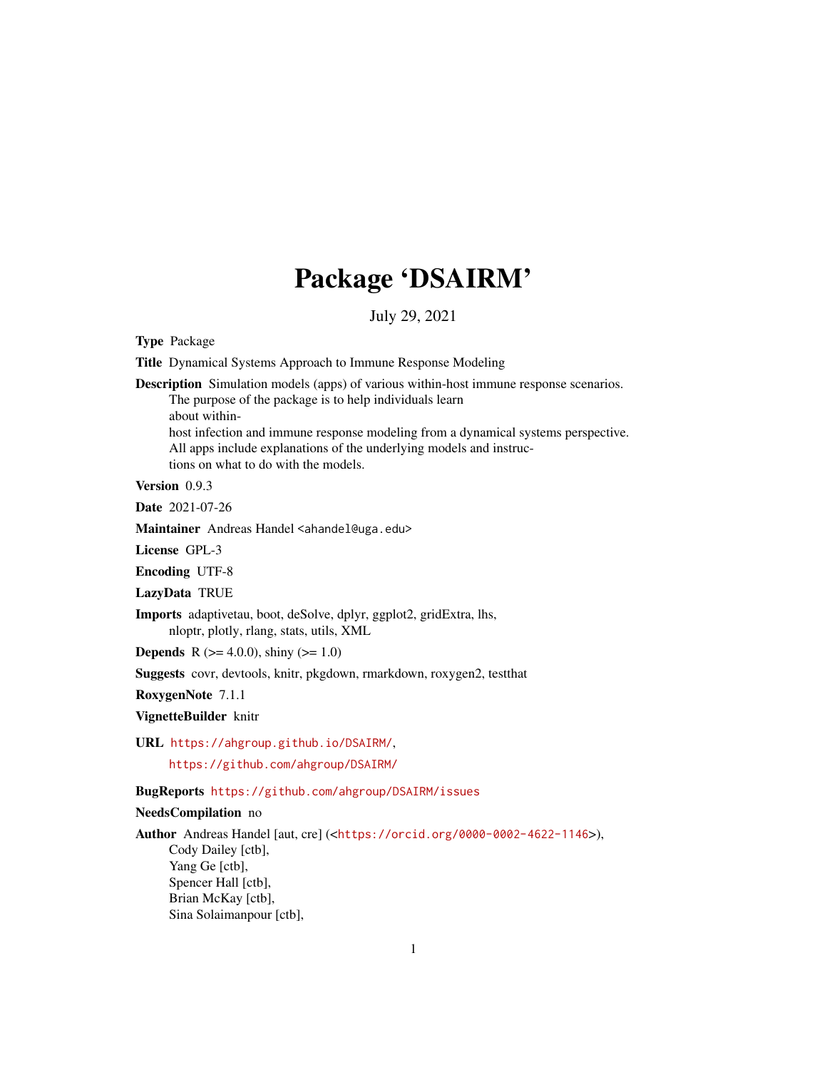# Package 'DSAIRM'

July 29, 2021

**Type** Package

**Title** Dynamical Systems Approach to Immune Response Modeling

**Description** Simulation models (apps) of various within-host immune response scenarios. The purpose of the package is to help individuals learn about within-host infection and immune response modeling from a dynamical systems perspective. All apps include explanations of the underlying models and instructions on what to do with the models.

**Version** 0.9.3

**Date** 2021-07-26

**Maintainer** Andreas Handel <ahandel@uga.edu>

**License** GPL-3

**Encoding** UTF-8

**LazyData** TRUE

**Imports** adaptivetau, boot, deSolve, dplyr, ggplot2, gridExtra, lhs, nloptr, plotly, rlang, stats, utils, XML

**Depends** R (>= 4.0.0), shiny (>= 1.0)

**Suggests** covr, devtools, knitr, pkgdown, rmarkdown, roxygen2, testthat

**RoxygenNote** 7.1.1

**VignetteBuilder** knitr

**URL** https://ahgroup.github.io/DSAIRM/, https://github.com/ahgroup/DSAIRM/

**BugReports** https://github.com/ahgroup/DSAIRM/issues

**NeedsCompilation** no

**Author** Andreas Handel [aut, cre] (<https://orcid.org/0000-0002-4622-1146>),
Cody Dailey [ctb],
Yang Ge [ctb],
Spencer Hall [ctb],
Brian McKay [ctb],
Sina Solaimanpour [ctb],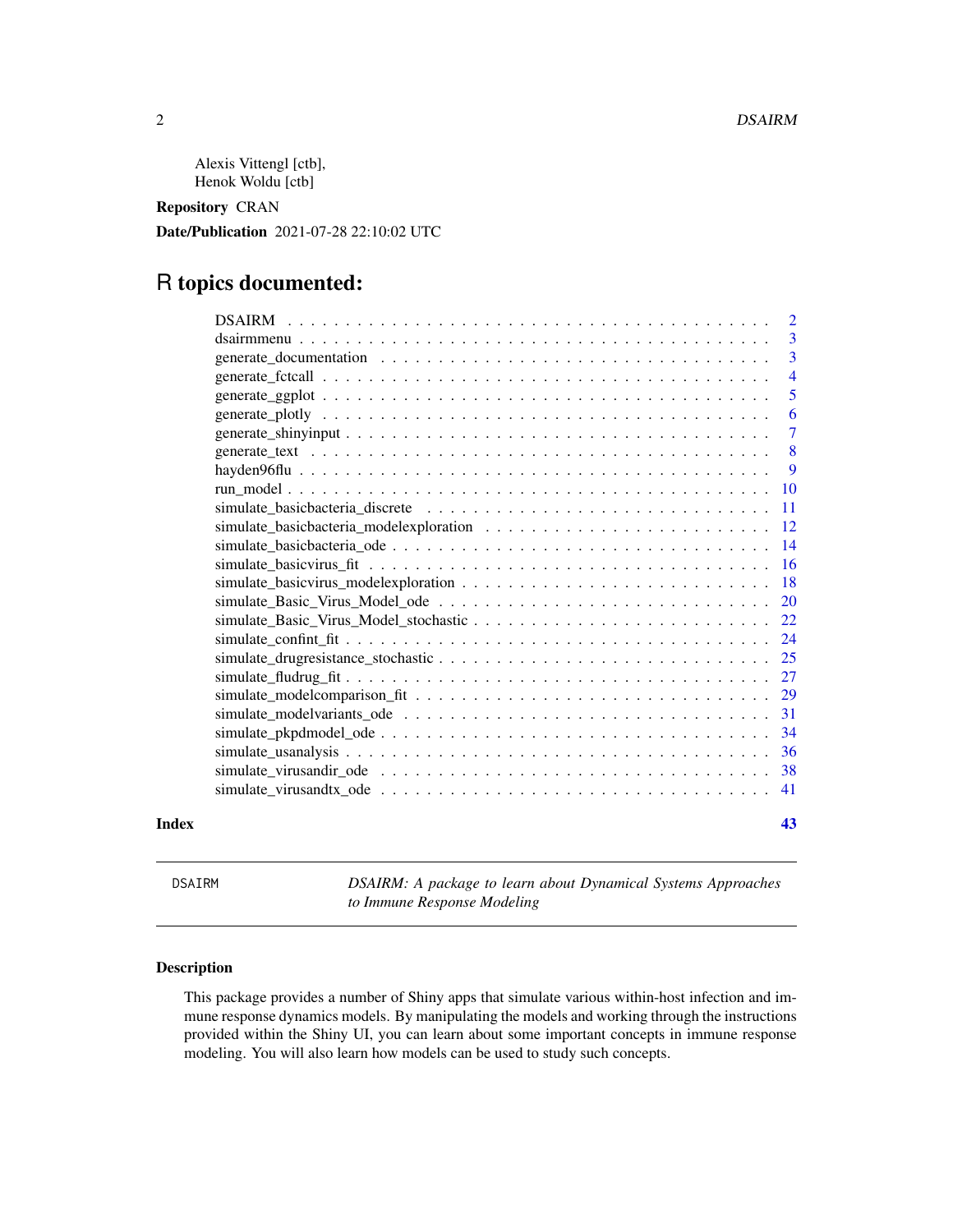Alexis Vittengl [ctb],
Henok Woldu [ctb]

**Repository** CRAN

**Date/Publication** 2021-07-28 22:10:02 UTC

# R topics documented:

| | |
|---|---|
| DSAIRM | 2 |
| dsairmmenu | 3 |
| generate_documentation | 3 |
| generate_fctcall | 4 |
| generate_ggplot | 5 |
| generate_plotly | 6 |
| generate_shinyinput | 7 |
| generate_text | 8 |
| hayden96flu | 9 |
| run_model | 10 |
| simulate_basicbacteria_discrete | 11 |
| simulate_basicbacteria_modelexploration | 12 |
| simulate_basicbacteria_ode | 14 |
| simulate_basicvirus_fit | 16 |
| simulate_basicvirus_modelexploration | 18 |
| simulate_Basic_Virus_Model_ode | 20 |
| simulate_Basic_Virus_Model_stochastic | 22 |
| simulate_confint_fit | 24 |
| simulate_drugresistance_stochastic | 25 |
| simulate_fludrug_fit | 27 |
| simulate_modelcomparison_fit | 29 |
| simulate_modelvariants_ode | 31 |
| simulate_pkpdmodel_ode | 34 |
| simulate_usanalysis | 36 |
| simulate_virusandir_ode | 38 |
| simulate_virusandtx_ode | 41 |

**Index** 43

---

DSAIRM — *DSAIRM: A package to learn about Dynamical Systems Approaches to Immune Response Modeling*

## Description

This package provides a number of Shiny apps that simulate various within-host infection and immune response dynamics models. By manipulating the models and working through the instructions provided within the Shiny UI, you can learn about some important concepts in immune response modeling. You will also learn how models can be used to study such concepts.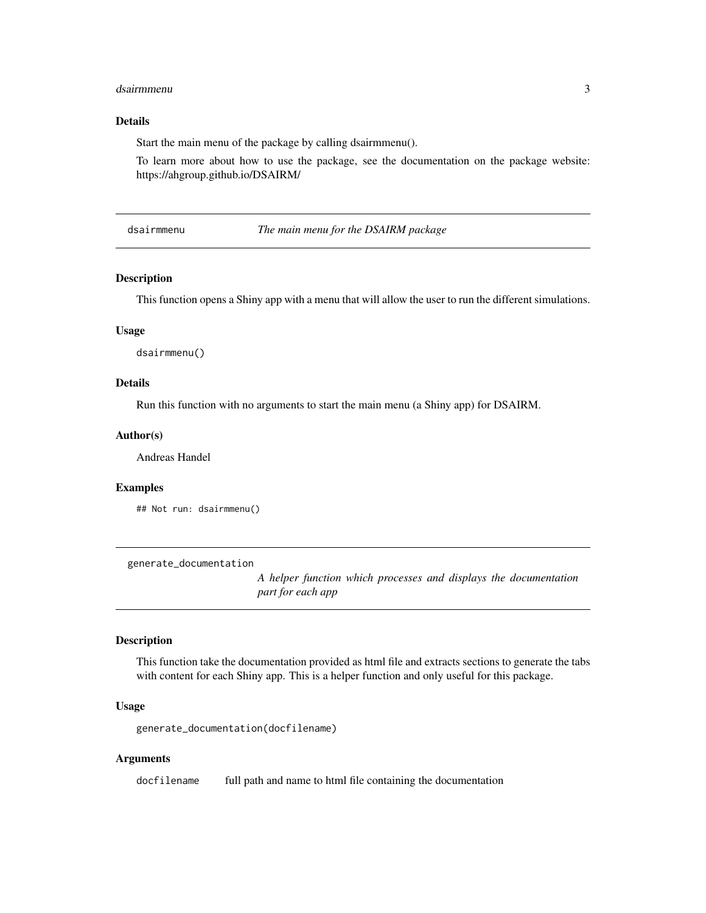### Details

Start the main menu of the package by calling dsairmmenu().

To learn more about how to use the package, see the documentation on the package website: https://ahgroup.github.io/DSAIRM/

## dsairmmenu — *The main menu for the DSAIRM package*

### Description

This function opens a Shiny app with a menu that will allow the user to run the different simulations.

### Usage

```
dsairmmenu()
```

### Details

Run this function with no arguments to start the main menu (a Shiny app) for DSAIRM.

### Author(s)

Andreas Handel

### Examples

```
## Not run: dsairmmenu()
```

## generate_documentation — *A helper function which processes and displays the documentation part for each app*

### Description

This function take the documentation provided as html file and extracts sections to generate the tabs with content for each Shiny app. This is a helper function and only useful for this package.

### Usage

```
generate_documentation(docfilename)
```

### Arguments

| | |
|---|---|
| docfilename | full path and name to html file containing the documentation |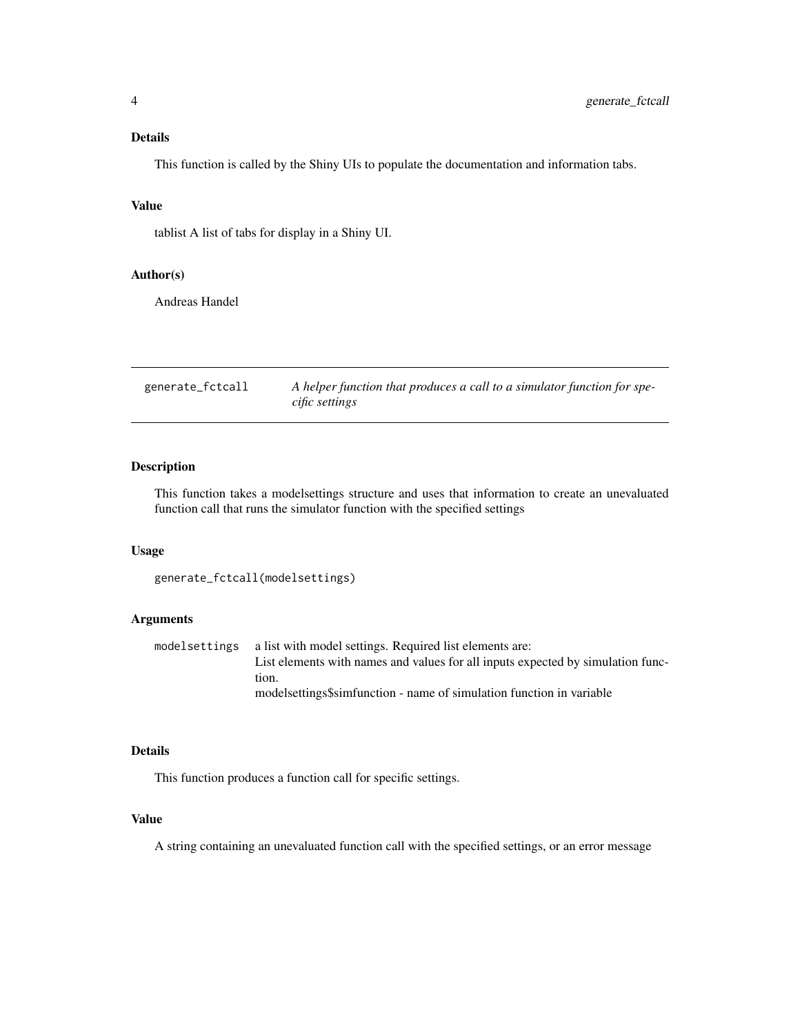### Details

This function is called by the Shiny UIs to populate the documentation and information tabs.

### Value

tablist A list of tabs for display in a Shiny UI.

### Author(s)

Andreas Handel

---

## generate_fctcall — *A helper function that produces a call to a simulator function for specific settings*

---

### Description

This function takes a modelsettings structure and uses that information to create an unevaluated function call that runs the simulator function with the specified settings

### Usage

```
generate_fctcall(modelsettings)
```

### Arguments

| | |
|---|---|
| `modelsettings` | a list with model settings. Required list elements are:<br>List elements with names and values for all inputs expected by simulation function.<br>modelsettings$simfunction - name of simulation function in variable |

### Details

This function produces a function call for specific settings.

### Value

A string containing an unevaluated function call with the specified settings, or an error message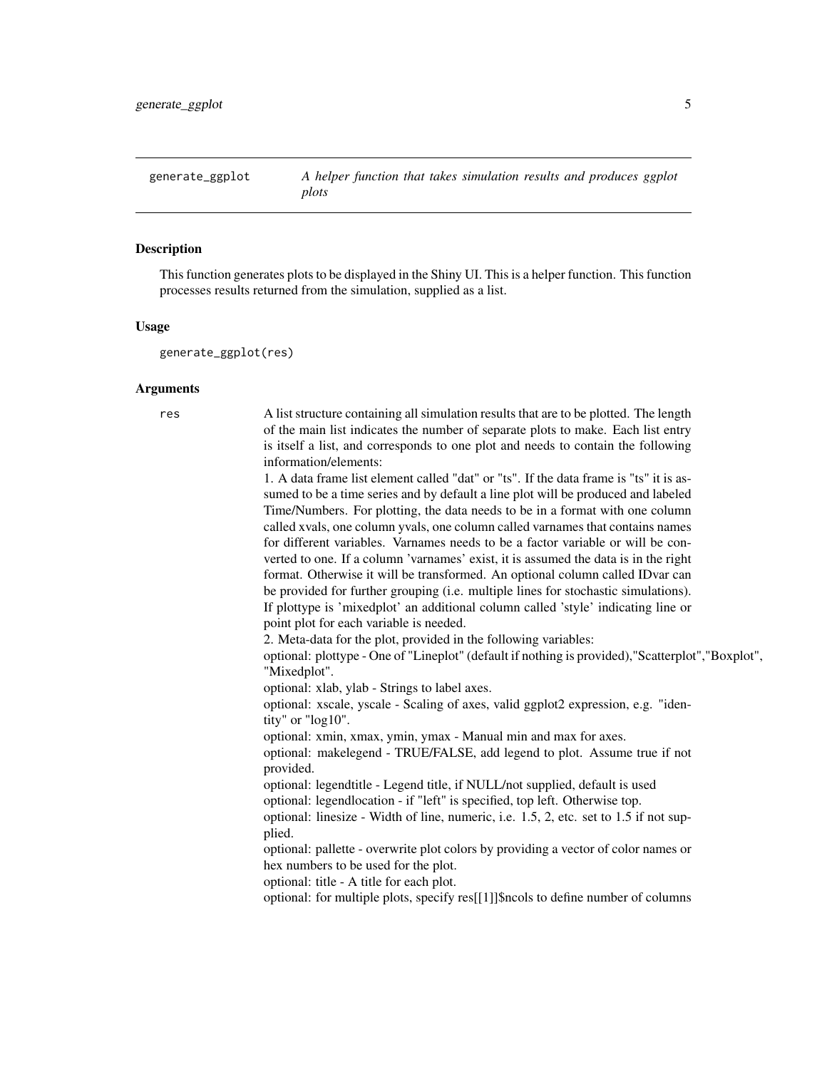## generate_ggplot — *A helper function that takes simulation results and produces ggplot plots*

### Description

This function generates plots to be displayed in the Shiny UI. This is a helper function. This function processes results returned from the simulation, supplied as a list.

### Usage

```
generate_ggplot(res)
```

### Arguments

`res` A list structure containing all simulation results that are to be plotted. The length of the main list indicates the number of separate plots to make. Each list entry is itself a list, and corresponds to one plot and needs to contain the following information/elements:

1. A data frame list element called "dat" or "ts". If the data frame is "ts" it is assumed to be a time series and by default a line plot will be produced and labeled Time/Numbers. For plotting, the data needs to be in a format with one column called xvals, one column yvals, one column called varnames that contains names for different variables. Varnames needs to be a factor variable or will be converted to one. If a column 'varnames' exist, it is assumed the data is in the right format. Otherwise it will be transformed. An optional column called IDvar can be provided for further grouping (i.e. multiple lines for stochastic simulations). If plottype is 'mixedplot' an additional column called 'style' indicating line or point plot for each variable is needed.

2. Meta-data for the plot, provided in the following variables:

optional: plottype - One of "Lineplot" (default if nothing is provided),"Scatterplot","Boxplot", "Mixedplot".

optional: xlab, ylab - Strings to label axes.

optional: xscale, yscale - Scaling of axes, valid ggplot2 expression, e.g. "identity" or "log10".

optional: xmin, xmax, ymin, ymax - Manual min and max for axes.

optional: makelegend - TRUE/FALSE, add legend to plot. Assume true if not provided.

optional: legendtitle - Legend title, if NULL/not supplied, default is used

optional: legendlocation - if "left" is specified, top left. Otherwise top.

optional: linesize - Width of line, numeric, i.e. 1.5, 2, etc. set to 1.5 if not supplied.

optional: pallette - overwrite plot colors by providing a vector of color names or hex numbers to be used for the plot.

optional: title - A title for each plot.

optional: for multiple plots, specify res[[1]]$ncols to define number of columns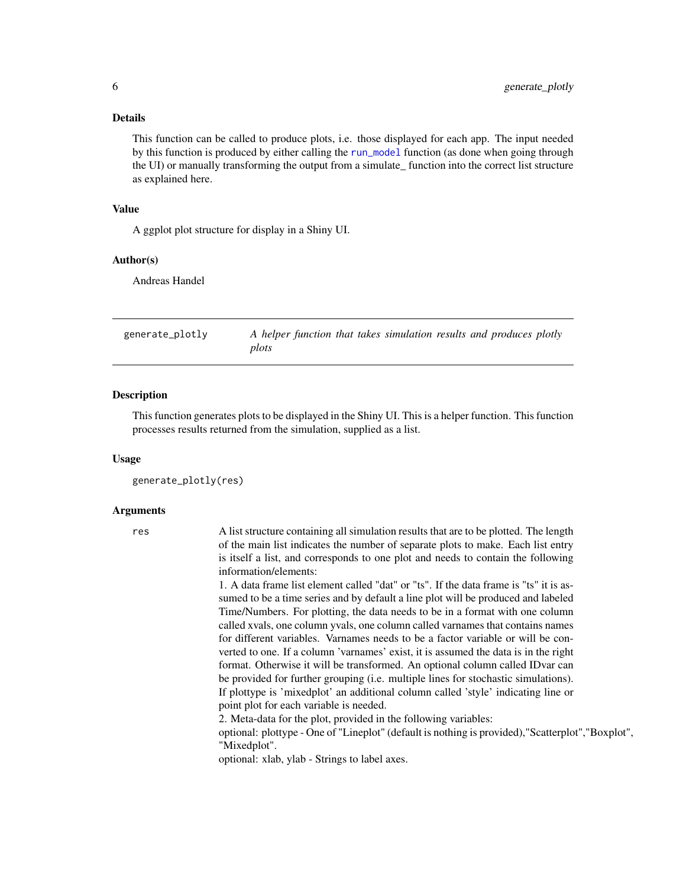## Details

This function can be called to produce plots, i.e. those displayed for each app. The input needed by this function is produced by either calling the run_model function (as done when going through the UI) or manually transforming the output from a simulate_ function into the correct list structure as explained here.

## Value

A ggplot plot structure for display in a Shiny UI.

## Author(s)

Andreas Handel

---

# generate_plotly — *A helper function that takes simulation results and produces plotly plots*

## Description

This function generates plots to be displayed in the Shiny UI. This is a helper function. This function processes results returned from the simulation, supplied as a list.

## Usage

```
generate_plotly(res)
```

## Arguments

`res` — A list structure containing all simulation results that are to be plotted. The length of the main list indicates the number of separate plots to make. Each list entry is itself a list, and corresponds to one plot and needs to contain the following information/elements:
1. A data frame list element called "dat" or "ts". If the data frame is "ts" it is assumed to be a time series and by default a line plot will be produced and labeled Time/Numbers. For plotting, the data needs to be in a format with one column called xvals, one column yvals, one column called varnames that contains names for different variables. Varnames needs to be a factor variable or will be converted to one. If a column 'varnames' exist, it is assumed the data is in the right format. Otherwise it will be transformed. An optional column called IDvar can be provided for further grouping (i.e. multiple lines for stochastic simulations). If plottype is 'mixedplot' an additional column called 'style' indicating line or point plot for each variable is needed.
2. Meta-data for the plot, provided in the following variables:
optional: plottype - One of "Lineplot" (default is nothing is provided),"Scatterplot","Boxplot", "Mixedplot".
optional: xlab, ylab - Strings to label axes.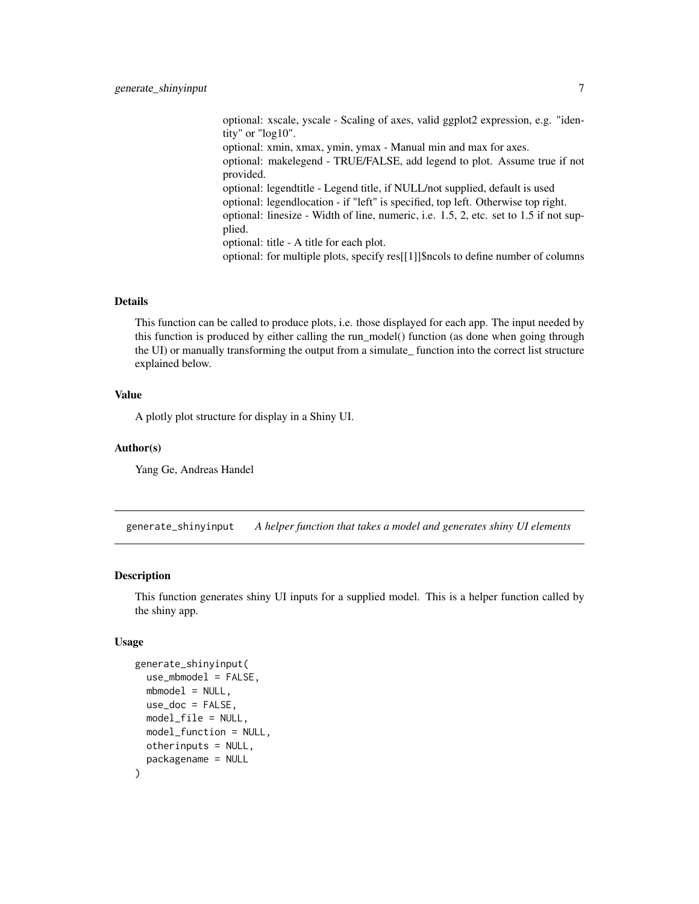optional: xscale, yscale - Scaling of axes, valid ggplot2 expression, e.g. "identity" or "log10".
optional: xmin, xmax, ymin, ymax - Manual min and max for axes.
optional: makelegend - TRUE/FALSE, add legend to plot. Assume true if not provided.
optional: legendtitle - Legend title, if NULL/not supplied, default is used
optional: legendlocation - if "left" is specified, top left. Otherwise top right.
optional: linesize - Width of line, numeric, i.e. 1.5, 2, etc. set to 1.5 if not supplied.
optional: title - A title for each plot.
optional: for multiple plots, specify res[[1]]$ncols to define number of columns

### Details

This function can be called to produce plots, i.e. those displayed for each app. The input needed by this function is produced by either calling the run_model() function (as done when going through the UI) or manually transforming the output from a simulate_ function into the correct list structure explained below.

### Value

A plotly plot structure for display in a Shiny UI.

### Author(s)

Yang Ge, Andreas Handel

---

## generate_shinyinput — *A helper function that takes a model and generates shiny UI elements*

### Description

This function generates shiny UI inputs for a supplied model. This is a helper function called by the shiny app.

### Usage

```
generate_shinyinput(
  use_mbmodel = FALSE,
  mbmodel = NULL,
  use_doc = FALSE,
  model_file = NULL,
  model_function = NULL,
  otherinputs = NULL,
  packagename = NULL
)
```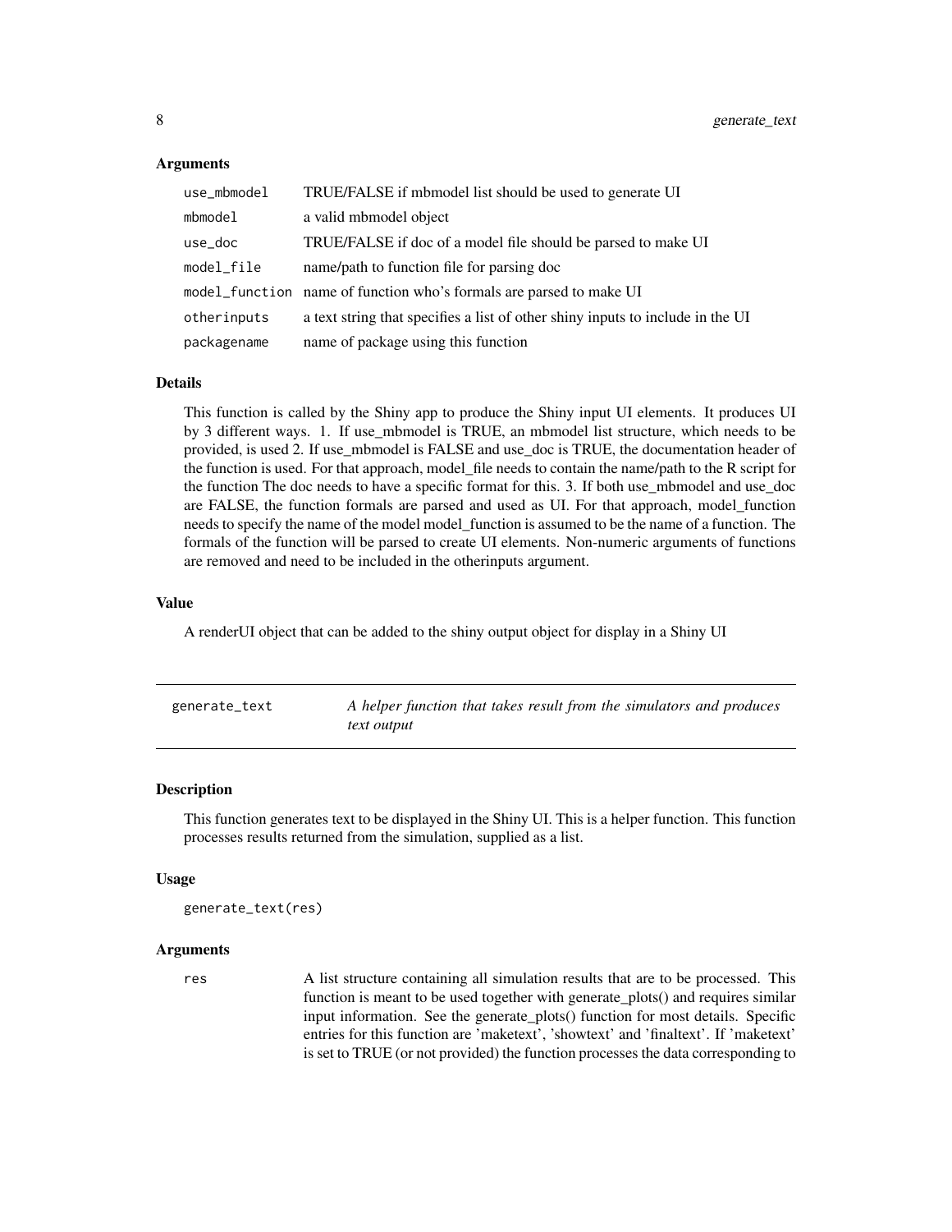### Arguments

| | |
|---|---|
| `use_mbmodel` | TRUE/FALSE if mbmodel list should be used to generate UI |
| `mbmodel` | a valid mbmodel object |
| `use_doc` | TRUE/FALSE if doc of a model file should be parsed to make UI |
| `model_file` | name/path to function file for parsing doc |
| `model_function` | name of function who's formals are parsed to make UI |
| `otherinputs` | a text string that specifies a list of other shiny inputs to include in the UI |
| `packagename` | name of package using this function |

### Details

This function is called by the Shiny app to produce the Shiny input UI elements. It produces UI by 3 different ways. 1. If use_mbmodel is TRUE, an mbmodel list structure, which needs to be provided, is used 2. If use_mbmodel is FALSE and use_doc is TRUE, the documentation header of the function is used. For that approach, model_file needs to contain the name/path to the R script for the function The doc needs to have a specific format for this. 3. If both use_mbmodel and use_doc are FALSE, the function formals are parsed and used as UI. For that approach, model_function needs to specify the name of the model model_function is assumed to be the name of a function. The formals of the function will be parsed to create UI elements. Non-numeric arguments of functions are removed and need to be included in the otherinputs argument.

### Value

A renderUI object that can be added to the shiny output object for display in a Shiny UI

---

## `generate_text` — *A helper function that takes result from the simulators and produces text output*

---

### Description

This function generates text to be displayed in the Shiny UI. This is a helper function. This function processes results returned from the simulation, supplied as a list.

### Usage

```
generate_text(res)
```

### Arguments

| | |
|---|---|
| `res` | A list structure containing all simulation results that are to be processed. This function is meant to be used together with generate_plots() and requires similar input information. See the generate_plots() function for most details. Specific entries for this function are 'maketext', 'showtext' and 'finaltext'. If 'maketext' is set to TRUE (or not provided) the function processes the data corresponding to |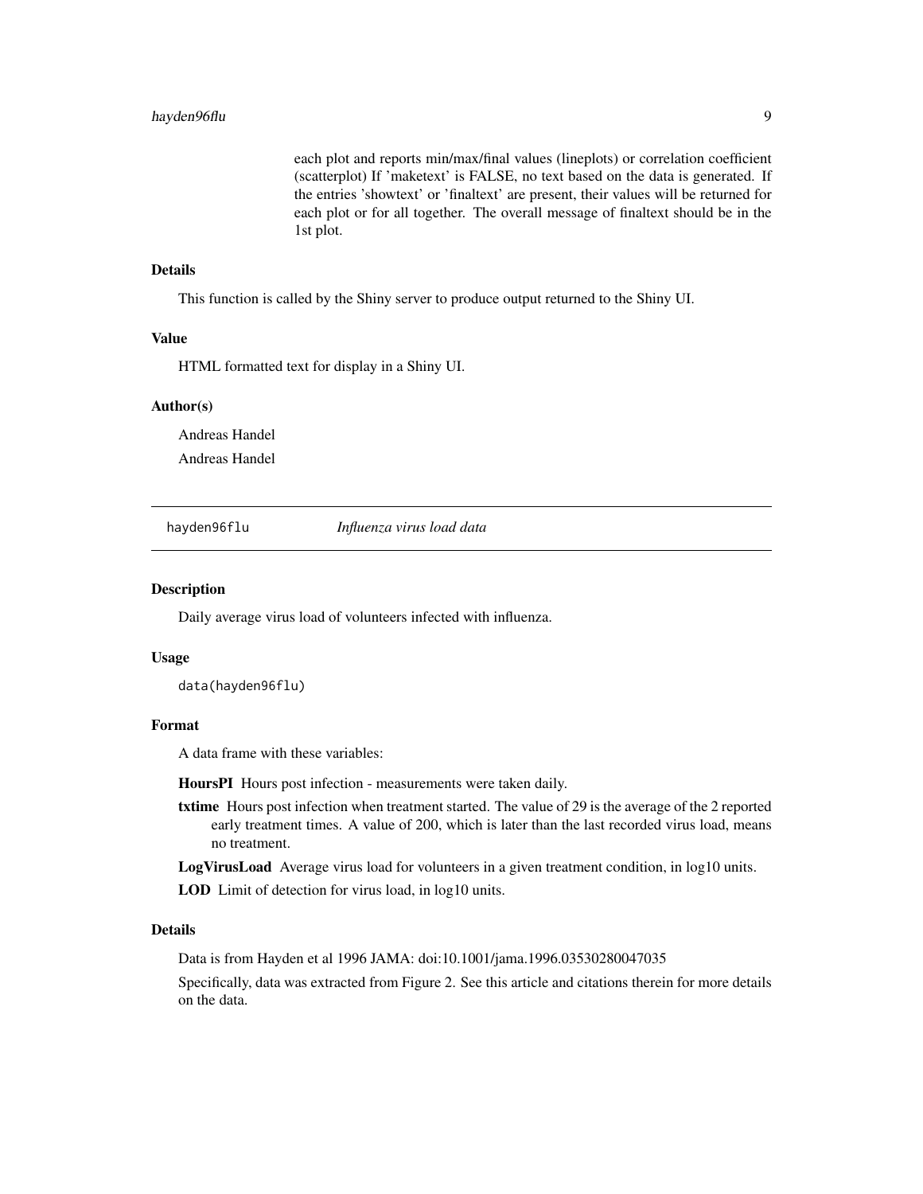each plot and reports min/max/final values (lineplots) or correlation coefficient (scatterplot) If 'maketext' is FALSE, no text based on the data is generated. If the entries 'showtext' or 'finaltext' are present, their values will be returned for each plot or for all together. The overall message of finaltext should be in the 1st plot.

### Details

This function is called by the Shiny server to produce output returned to the Shiny UI.

### Value

HTML formatted text for display in a Shiny UI.

### Author(s)

Andreas Handel

Andreas Handel

---

## hayden96flu *Influenza virus load data*

### Description

Daily average virus load of volunteers infected with influenza.

### Usage

```
data(hayden96flu)
```

### Format

A data frame with these variables:

**HoursPI** Hours post infection - measurements were taken daily.

**txtime** Hours post infection when treatment started. The value of 29 is the average of the 2 reported early treatment times. A value of 200, which is later than the last recorded virus load, means no treatment.

**LogVirusLoad** Average virus load for volunteers in a given treatment condition, in log10 units.

**LOD** Limit of detection for virus load, in log10 units.

### Details

Data is from Hayden et al 1996 JAMA: doi:10.1001/jama.1996.03530280047035

Specifically, data was extracted from Figure 2. See this article and citations therein for more details on the data.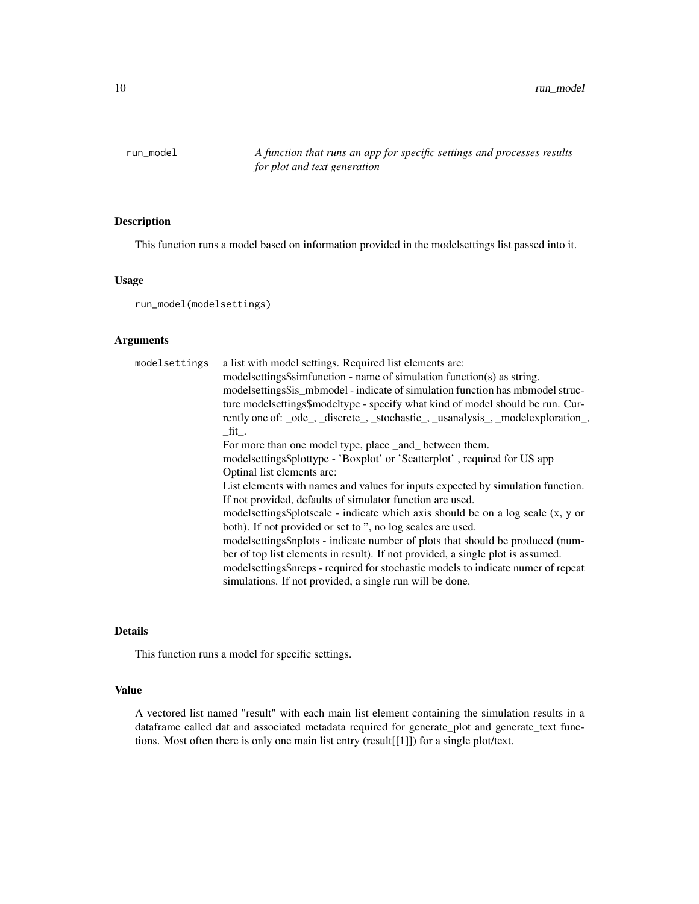# run_model

*A function that runs an app for specific settings and processes results for plot and text generation*

## Description

This function runs a model based on information provided in the modelsettings list passed into it.

## Usage

```
run_model(modelsettings)
```

## Arguments

| | |
|---|---|
| modelsettings | a list with model settings. Required list elements are: modelsettings$simfunction - name of simulation function(s) as string. modelsettings$is_mbmodel - indicate of simulation function has mbmodel structure modelsettings$modeltype - specify what kind of model should be run. Currently one of: _ode_, _discrete_, _stochastic_, _usanalysis_, _modelexploration_, _fit_. For more than one model type, place _and_ between them. modelsettings$plottype - 'Boxplot' or 'Scatterplot' , required for US app Optinal list elements are: List elements with names and values for inputs expected by simulation function. If not provided, defaults of simulator function are used. modelsettings$plotscale - indicate which axis should be on a log scale (x, y or both). If not provided or set to '', no log scales are used. modelsettings$nplots - indicate number of plots that should be produced (number of top list elements in result). If not provided, a single plot is assumed. modelsettings$nreps - required for stochastic models to indicate numer of repeat simulations. If not provided, a single run will be done. |

## Details

This function runs a model for specific settings.

## Value

A vectored list named "result" with each main list element containing the simulation results in a dataframe called dat and associated metadata required for generate_plot and generate_text functions. Most often there is only one main list entry (result[[1]]) for a single plot/text.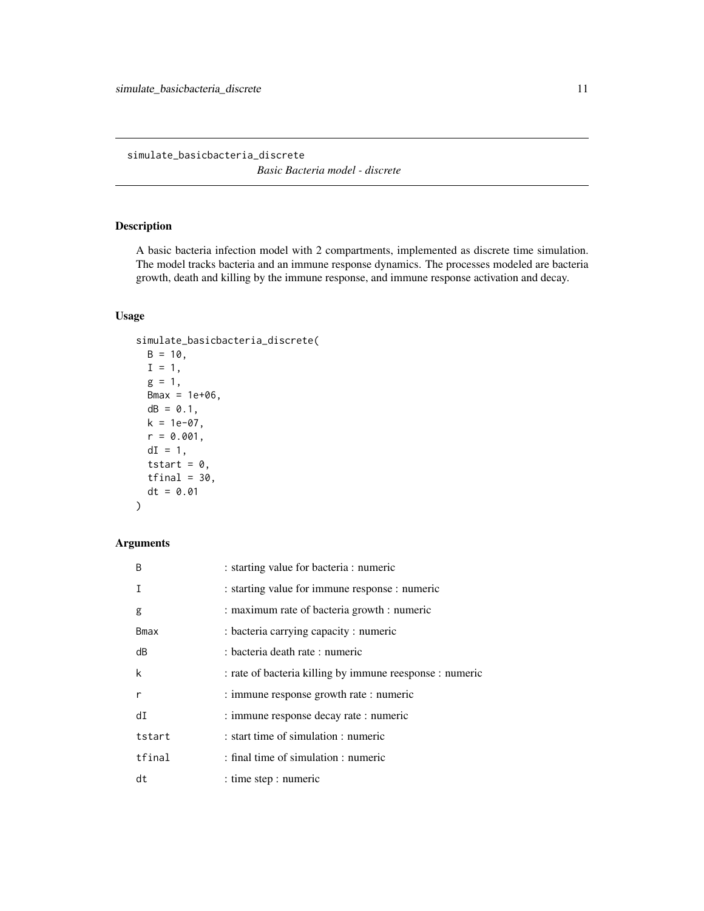simulate_basicbacteria_discrete

*Basic Bacteria model - discrete*

## Description

A basic bacteria infection model with 2 compartments, implemented as discrete time simulation. The model tracks bacteria and an immune response dynamics. The processes modeled are bacteria growth, death and killing by the immune response, and immune response activation and decay.

## Usage

```
simulate_basicbacteria_discrete(
  B = 10,
  I = 1,
  g = 1,
  Bmax = 1e+06,
  dB = 0.1,
  k = 1e-07,
  r = 0.001,
  dI = 1,
  tstart = 0,
  tfinal = 30,
  dt = 0.01
)
```

## Arguments

| | |
|---|---|
| `B` | : starting value for bacteria : numeric |
| `I` | : starting value for immune response : numeric |
| `g` | : maximum rate of bacteria growth : numeric |
| `Bmax` | : bacteria carrying capacity : numeric |
| `dB` | : bacteria death rate : numeric |
| `k` | : rate of bacteria killing by immune reesponse : numeric |
| `r` | : immune response growth rate : numeric |
| `dI` | : immune response decay rate : numeric |
| `tstart` | : start time of simulation : numeric |
| `tfinal` | : final time of simulation : numeric |
| `dt` | : time step : numeric |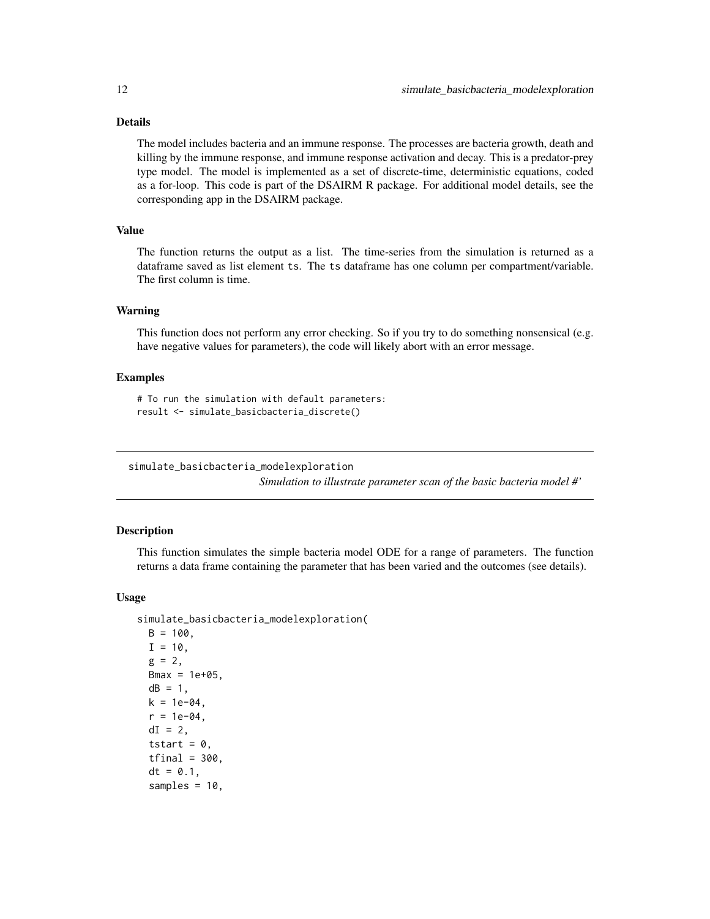### Details

The model includes bacteria and an immune response. The processes are bacteria growth, death and killing by the immune response, and immune response activation and decay. This is a predator-prey type model. The model is implemented as a set of discrete-time, deterministic equations, coded as a for-loop. This code is part of the DSAIRM R package. For additional model details, see the corresponding app in the DSAIRM package.

### Value

The function returns the output as a list. The time-series from the simulation is returned as a dataframe saved as list element ts. The ts dataframe has one column per compartment/variable. The first column is time.

### Warning

This function does not perform any error checking. So if you try to do something nonsensical (e.g. have negative values for parameters), the code will likely abort with an error message.

### Examples

```
# To run the simulation with default parameters:
result <- simulate_basicbacteria_discrete()
```

---

## simulate_basicbacteria_modelexploration

*Simulation to illustrate parameter scan of the basic bacteria model #'*

---

### Description

This function simulates the simple bacteria model ODE for a range of parameters. The function returns a data frame containing the parameter that has been varied and the outcomes (see details).

### Usage

```
simulate_basicbacteria_modelexploration(
  B = 100,
  I = 10,
  g = 2,
  Bmax = 1e+05,
  dB = 1,
  k = 1e-04,
  r = 1e-04,
  dI = 2,
  tstart = 0,
  tfinal = 300,
  dt = 0.1,
  samples = 10,
```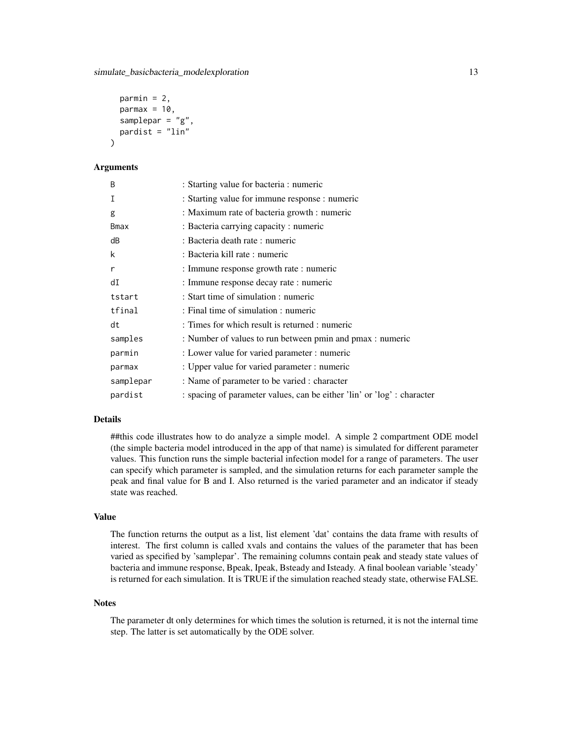```
  parmin = 2,
  parmax = 10,
  samplepar = "g",
  pardist = "lin"
)
```

## Arguments

| | |
|---|---|
| B | : Starting value for bacteria : numeric |
| I | : Starting value for immune response : numeric |
| g | : Maximum rate of bacteria growth : numeric |
| Bmax | : Bacteria carrying capacity : numeric |
| dB | : Bacteria death rate : numeric |
| k | : Bacteria kill rate : numeric |
| r | : Immune response growth rate : numeric |
| dI | : Immune response decay rate : numeric |
| tstart | : Start time of simulation : numeric |
| tfinal | : Final time of simulation : numeric |
| dt | : Times for which result is returned : numeric |
| samples | : Number of values to run between pmin and pmax : numeric |
| parmin | : Lower value for varied parameter : numeric |
| parmax | : Upper value for varied parameter : numeric |
| samplepar | : Name of parameter to be varied : character |
| pardist | : spacing of parameter values, can be either 'lin' or 'log' : character |

## Details

##this code illustrates how to do analyze a simple model. A simple 2 compartment ODE model (the simple bacteria model introduced in the app of that name) is simulated for different parameter values. This function runs the simple bacterial infection model for a range of parameters. The user can specify which parameter is sampled, and the simulation returns for each parameter sample the peak and final value for B and I. Also returned is the varied parameter and an indicator if steady state was reached.

## Value

The function returns the output as a list, list element 'dat' contains the data frame with results of interest. The first column is called xvals and contains the values of the parameter that has been varied as specified by 'samplepar'. The remaining columns contain peak and steady state values of bacteria and immune response, Bpeak, Ipeak, Bsteady and Isteady. A final boolean variable 'steady' is returned for each simulation. It is TRUE if the simulation reached steady state, otherwise FALSE.

## Notes

The parameter dt only determines for which times the solution is returned, it is not the internal time step. The latter is set automatically by the ODE solver.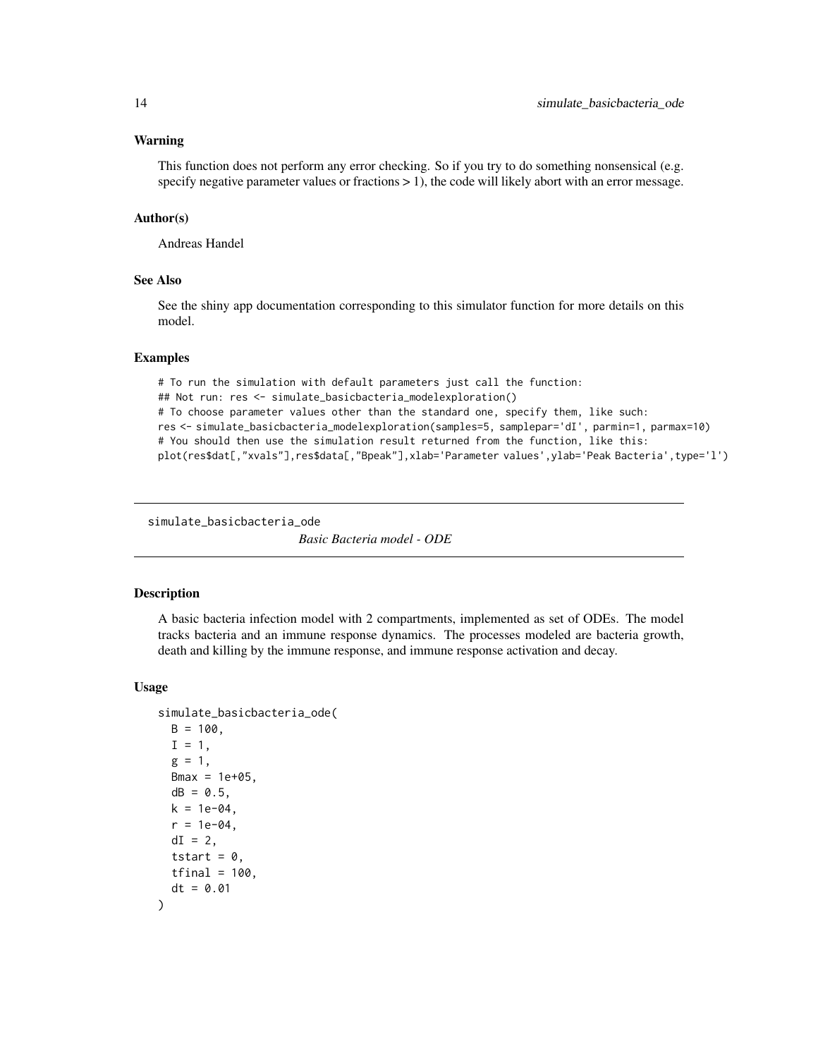### Warning

This function does not perform any error checking. So if you try to do something nonsensical (e.g. specify negative parameter values or fractions > 1), the code will likely abort with an error message.

### Author(s)

Andreas Handel

### See Also

See the shiny app documentation corresponding to this simulator function for more details on this model.

### Examples

```
# To run the simulation with default parameters just call the function:
## Not run: res <- simulate_basicbacteria_modelexploration()
# To choose parameter values other than the standard one, specify them, like such:
res <- simulate_basicbacteria_modelexploration(samples=5, samplepar='dI', parmin=1, parmax=10)
# You should then use the simulation result returned from the function, like this:
plot(res$dat[,"xvals"],res$data[,"Bpeak"],xlab='Parameter values',ylab='Peak Bacteria',type='l')
```

---

## simulate_basicbacteria_ode — *Basic Bacteria model - ODE*

### Description

A basic bacteria infection model with 2 compartments, implemented as set of ODEs. The model tracks bacteria and an immune response dynamics. The processes modeled are bacteria growth, death and killing by the immune response, and immune response activation and decay.

### Usage

```
simulate_basicbacteria_ode(
  B = 100,
  I = 1,
  g = 1,
  Bmax = 1e+05,
  dB = 0.5,
  k = 1e-04,
  r = 1e-04,
  dI = 2,
  tstart = 0,
  tfinal = 100,
  dt = 0.01
)
```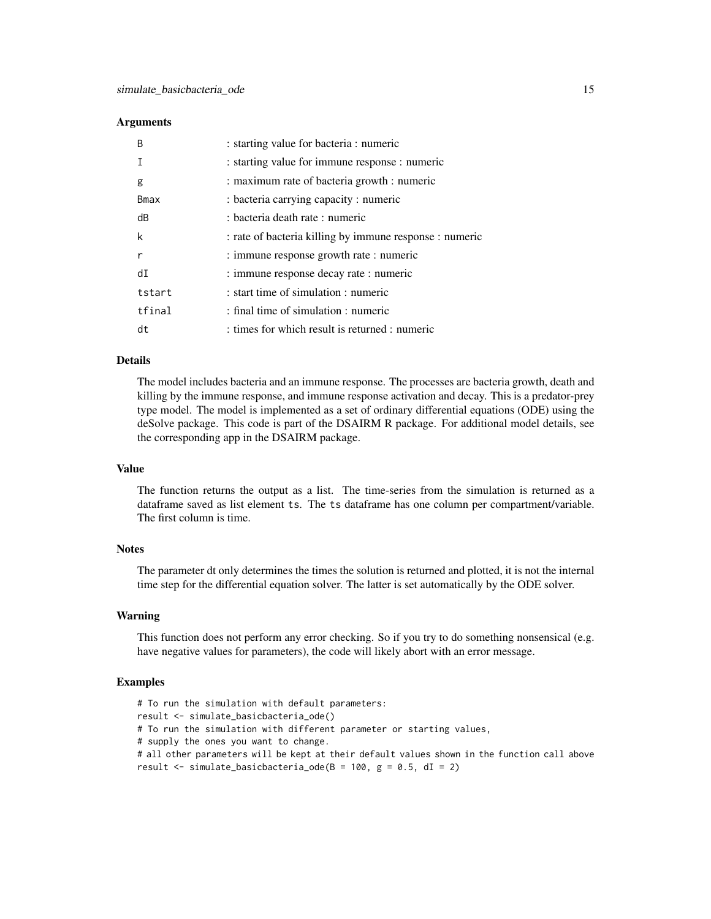### Arguments

| | |
|---|---|
| `B` | : starting value for bacteria : numeric |
| `I` | : starting value for immune response : numeric |
| `g` | : maximum rate of bacteria growth : numeric |
| `Bmax` | : bacteria carrying capacity : numeric |
| `dB` | : bacteria death rate : numeric |
| `k` | : rate of bacteria killing by immune response : numeric |
| `r` | : immune response growth rate : numeric |
| `dI` | : immune response decay rate : numeric |
| `tstart` | : start time of simulation : numeric |
| `tfinal` | : final time of simulation : numeric |
| `dt` | : times for which result is returned : numeric |

### Details

The model includes bacteria and an immune response. The processes are bacteria growth, death and killing by the immune response, and immune response activation and decay. This is a predator-prey type model. The model is implemented as a set of ordinary differential equations (ODE) using the deSolve package. This code is part of the DSAIRM R package. For additional model details, see the corresponding app in the DSAIRM package.

### Value

The function returns the output as a list. The time-series from the simulation is returned as a dataframe saved as list element `ts`. The `ts` dataframe has one column per compartment/variable. The first column is time.

### Notes

The parameter dt only determines the times the solution is returned and plotted, it is not the internal time step for the differential equation solver. The latter is set automatically by the ODE solver.

### Warning

This function does not perform any error checking. So if you try to do something nonsensical (e.g. have negative values for parameters), the code will likely abort with an error message.

### Examples

```
# To run the simulation with default parameters:
result <- simulate_basicbacteria_ode()
# To run the simulation with different parameter or starting values,
# supply the ones you want to change.
# all other parameters will be kept at their default values shown in the function call above
result <- simulate_basicbacteria_ode(B = 100, g = 0.5, dI = 2)
```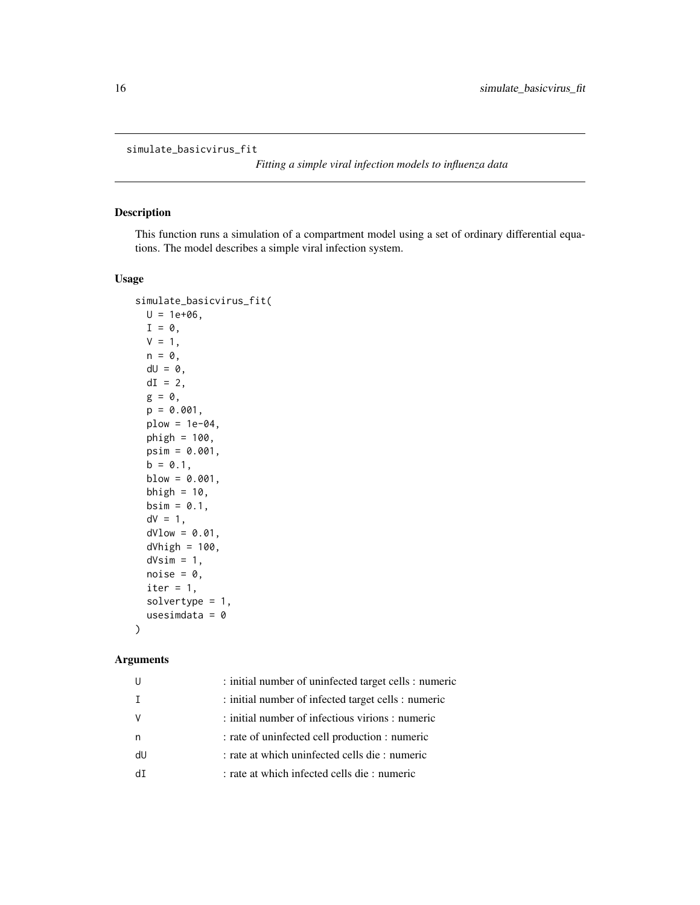`simulate_basicvirus_fit` *Fitting a simple viral infection models to influenza data*

## Description

This function runs a simulation of a compartment model using a set of ordinary differential equations. The model describes a simple viral infection system.

## Usage

```
simulate_basicvirus_fit(
  U = 1e+06,
  I = 0,
  V = 1,
  n = 0,
  dU = 0,
  dI = 2,
  g = 0,
  p = 0.001,
  plow = 1e-04,
  phigh = 100,
  psim = 0.001,
  b = 0.1,
  blow = 0.001,
  bhigh = 10,
  bsim = 0.1,
  dV = 1,
  dVlow = 0.01,
  dVhigh = 100,
  dVsim = 1,
  noise = 0,
  iter = 1,
  solvertype = 1,
  usesimdata = 0
)
```

## Arguments

| | |
|---|---|
| U | : initial number of uninfected target cells : numeric |
| I | : initial number of infected target cells : numeric |
| V | : initial number of infectious virions : numeric |
| n | : rate of uninfected cell production : numeric |
| dU | : rate at which uninfected cells die : numeric |
| dI | : rate at which infected cells die : numeric |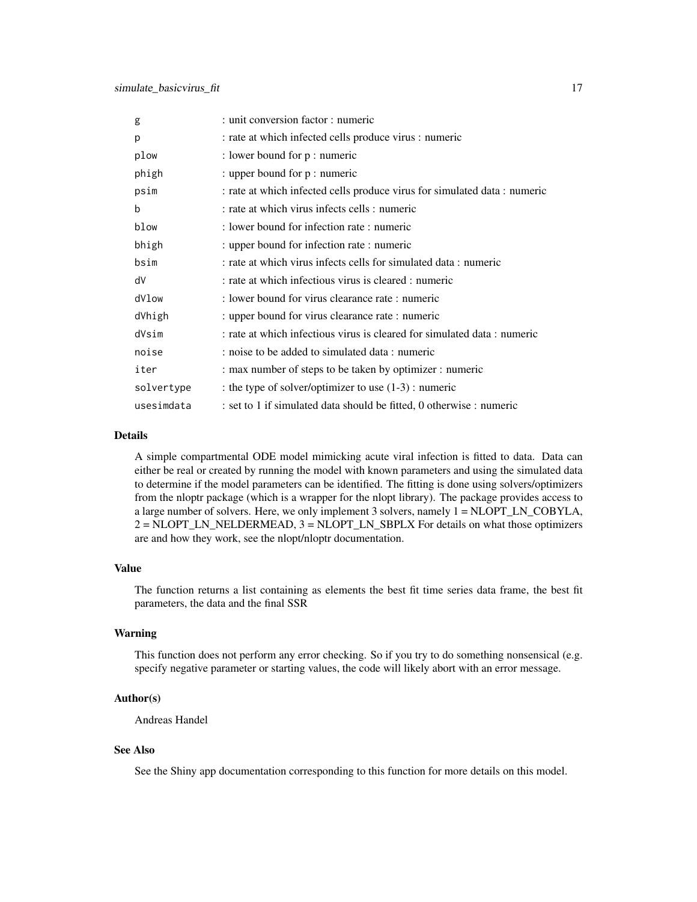| | |
|---|---|
| g | : unit conversion factor : numeric |
| p | : rate at which infected cells produce virus : numeric |
| plow | : lower bound for p : numeric |
| phigh | : upper bound for p : numeric |
| psim | : rate at which infected cells produce virus for simulated data : numeric |
| b | : rate at which virus infects cells : numeric |
| blow | : lower bound for infection rate : numeric |
| bhigh | : upper bound for infection rate : numeric |
| bsim | : rate at which virus infects cells for simulated data : numeric |
| dV | : rate at which infectious virus is cleared : numeric |
| dVlow | : lower bound for virus clearance rate : numeric |
| dVhigh | : upper bound for virus clearance rate : numeric |
| dVsim | : rate at which infectious virus is cleared for simulated data : numeric |
| noise | : noise to be added to simulated data : numeric |
| iter | : max number of steps to be taken by optimizer : numeric |
| solvertype | : the type of solver/optimizer to use (1-3) : numeric |
| usesimdata | : set to 1 if simulated data should be fitted, 0 otherwise : numeric |

### Details

A simple compartmental ODE model mimicking acute viral infection is fitted to data. Data can either be real or created by running the model with known parameters and using the simulated data to determine if the model parameters can be identified. The fitting is done using solvers/optimizers from the nloptr package (which is a wrapper for the nlopt library). The package provides access to a large number of solvers. Here, we only implement 3 solvers, namely 1 = NLOPT_LN_COBYLA, 2 = NLOPT_LN_NELDERMEAD, 3 = NLOPT_LN_SBPLX For details on what those optimizers are and how they work, see the nlopt/nloptr documentation.

### Value

The function returns a list containing as elements the best fit time series data frame, the best fit parameters, the data and the final SSR

### Warning

This function does not perform any error checking. So if you try to do something nonsensical (e.g. specify negative parameter or starting values, the code will likely abort with an error message.

### Author(s)

Andreas Handel

### See Also

See the Shiny app documentation corresponding to this function for more details on this model.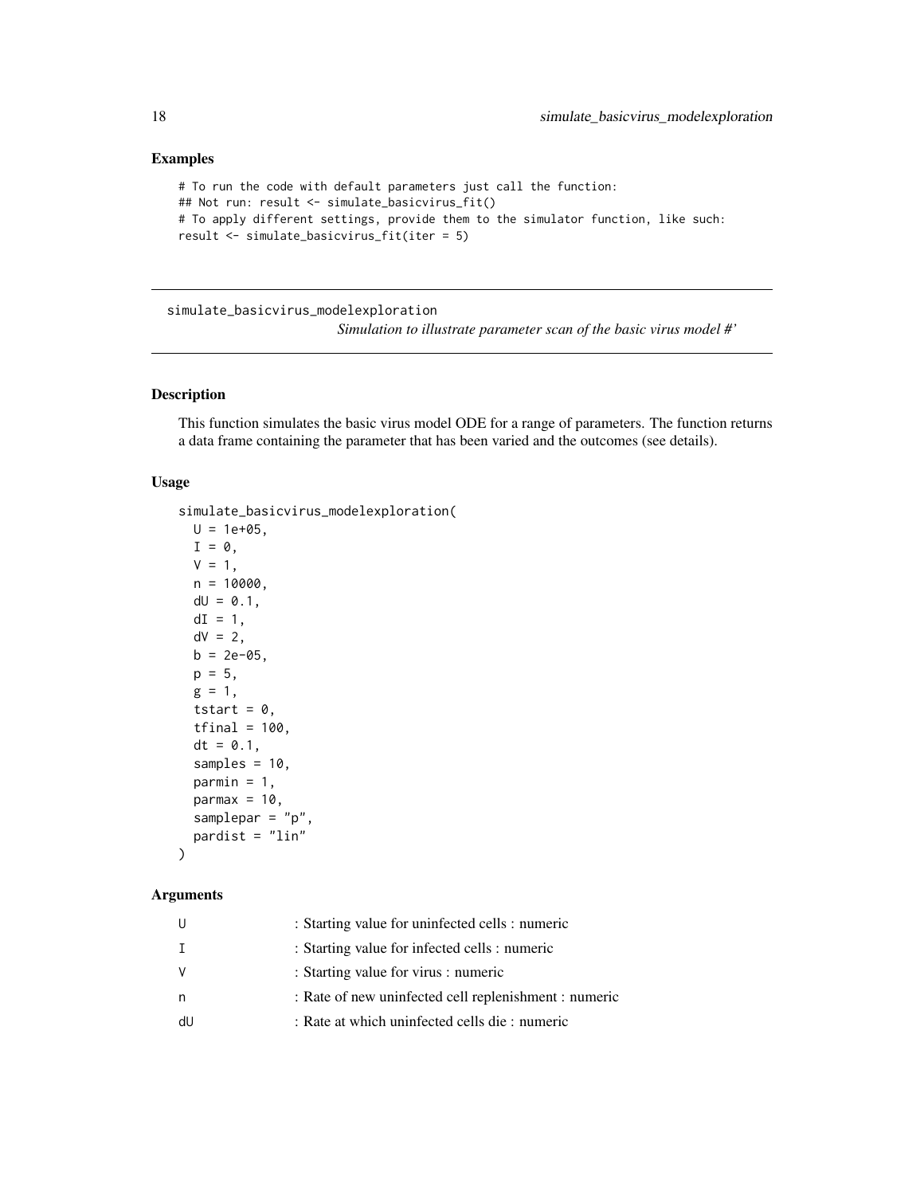## Examples

```
# To run the code with default parameters just call the function:
## Not run: result <- simulate_basicvirus_fit()
# To apply different settings, provide them to the simulator function, like such:
result <- simulate_basicvirus_fit(iter = 5)
```

---

simulate_basicvirus_modelexploration

*Simulation to illustrate parameter scan of the basic virus model #'*

---

## Description

This function simulates the basic virus model ODE for a range of parameters. The function returns a data frame containing the parameter that has been varied and the outcomes (see details).

## Usage

```
simulate_basicvirus_modelexploration(
  U = 1e+05,
  I = 0,
  V = 1,
  n = 10000,
  dU = 0.1,
  dI = 1,
  dV = 2,
  b = 2e-05,
  p = 5,
  g = 1,
  tstart = 0,
  tfinal = 100,
  dt = 0.1,
  samples = 10,
  parmin = 1,
  parmax = 10,
  samplepar = "p",
  pardist = "lin"
)
```

## Arguments

| | |
|---|---|
| U | : Starting value for uninfected cells : numeric |
| I | : Starting value for infected cells : numeric |
| V | : Starting value for virus : numeric |
| n | : Rate of new uninfected cell replenishment : numeric |
| dU | : Rate at which uninfected cells die : numeric |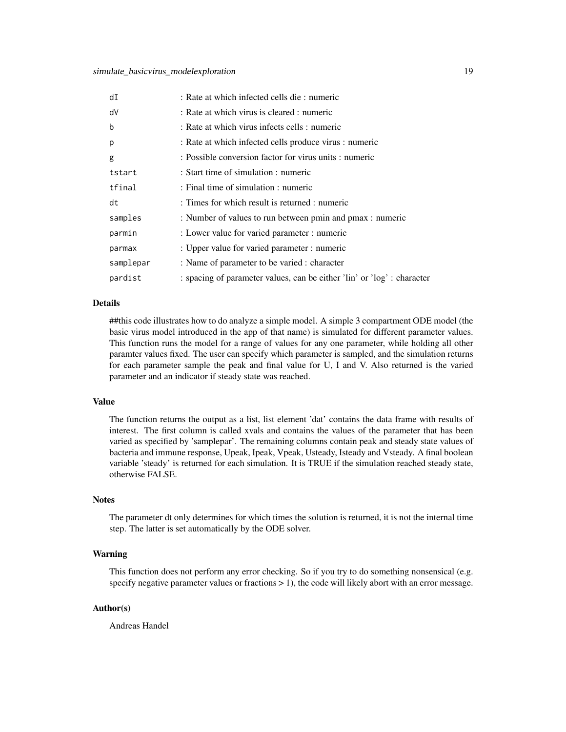| | |
|---|---|
| dI | : Rate at which infected cells die : numeric |
| dV | : Rate at which virus is cleared : numeric |
| b | : Rate at which virus infects cells : numeric |
| p | : Rate at which infected cells produce virus : numeric |
| g | : Possible conversion factor for virus units : numeric |
| tstart | : Start time of simulation : numeric |
| tfinal | : Final time of simulation : numeric |
| dt | : Times for which result is returned : numeric |
| samples | : Number of values to run between pmin and pmax : numeric |
| parmin | : Lower value for varied parameter : numeric |
| parmax | : Upper value for varied parameter : numeric |
| samplepar | : Name of parameter to be varied : character |
| pardist | : spacing of parameter values, can be either 'lin' or 'log' : character |

### Details

##this code illustrates how to do analyze a simple model. A simple 3 compartment ODE model (the basic virus model introduced in the app of that name) is simulated for different parameter values. This function runs the model for a range of values for any one parameter, while holding all other paramter values fixed. The user can specify which parameter is sampled, and the simulation returns for each parameter sample the peak and final value for U, I and V. Also returned is the varied parameter and an indicator if steady state was reached.

### Value

The function returns the output as a list, list element 'dat' contains the data frame with results of interest. The first column is called xvals and contains the values of the parameter that has been varied as specified by 'samplepar'. The remaining columns contain peak and steady state values of bacteria and immune response, Upeak, Ipeak, Vpeak, Usteady, Isteady and Vsteady. A final boolean variable 'steady' is returned for each simulation. It is TRUE if the simulation reached steady state, otherwise FALSE.

### Notes

The parameter dt only determines for which times the solution is returned, it is not the internal time step. The latter is set automatically by the ODE solver.

### Warning

This function does not perform any error checking. So if you try to do something nonsensical (e.g. specify negative parameter values or fractions > 1), the code will likely abort with an error message.

### Author(s)

Andreas Handel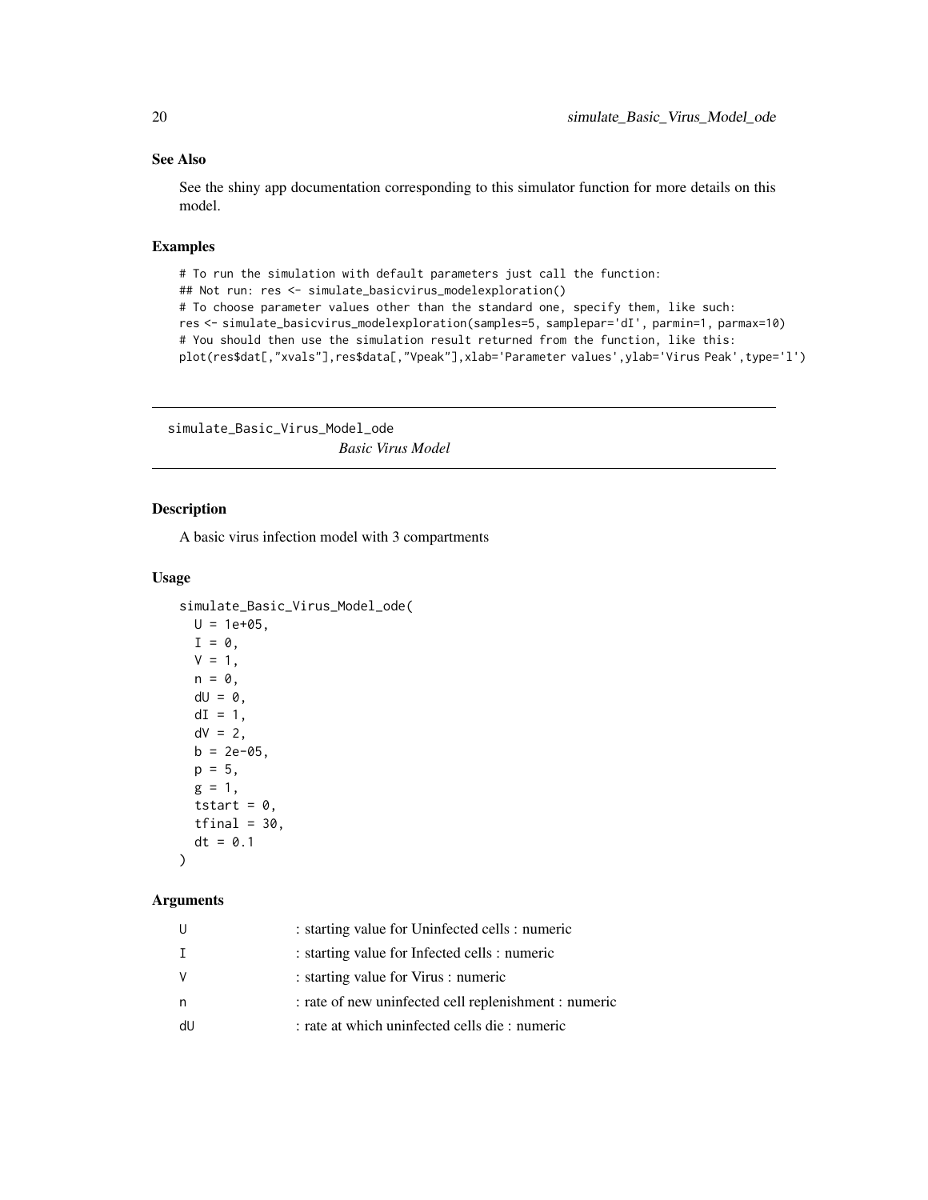### See Also

See the shiny app documentation corresponding to this simulator function for more details on this model.

### Examples

```
# To run the simulation with default parameters just call the function:
## Not run: res <- simulate_basicvirus_modelexploration()
# To choose parameter values other than the standard one, specify them, like such:
res <- simulate_basicvirus_modelexploration(samples=5, samplepar='dI', parmin=1, parmax=10)
# You should then use the simulation result returned from the function, like this:
plot(res$dat[,"xvals"],res$data[,"Vpeak"],xlab='Parameter values',ylab='Virus Peak',type='l')
```

---

## simulate_Basic_Virus_Model_ode

*Basic Virus Model*

### Description

A basic virus infection model with 3 compartments

### Usage

```
simulate_Basic_Virus_Model_ode(
  U = 1e+05,
  I = 0,
  V = 1,
  n = 0,
  dU = 0,
  dI = 1,
  dV = 2,
  b = 2e-05,
  p = 5,
  g = 1,
  tstart = 0,
  tfinal = 30,
  dt = 0.1
)
```

### Arguments

| | |
|---|---|
| U | : starting value for Uninfected cells : numeric |
| I | : starting value for Infected cells : numeric |
| V | : starting value for Virus : numeric |
| n | : rate of new uninfected cell replenishment : numeric |
| dU | : rate at which uninfected cells die : numeric |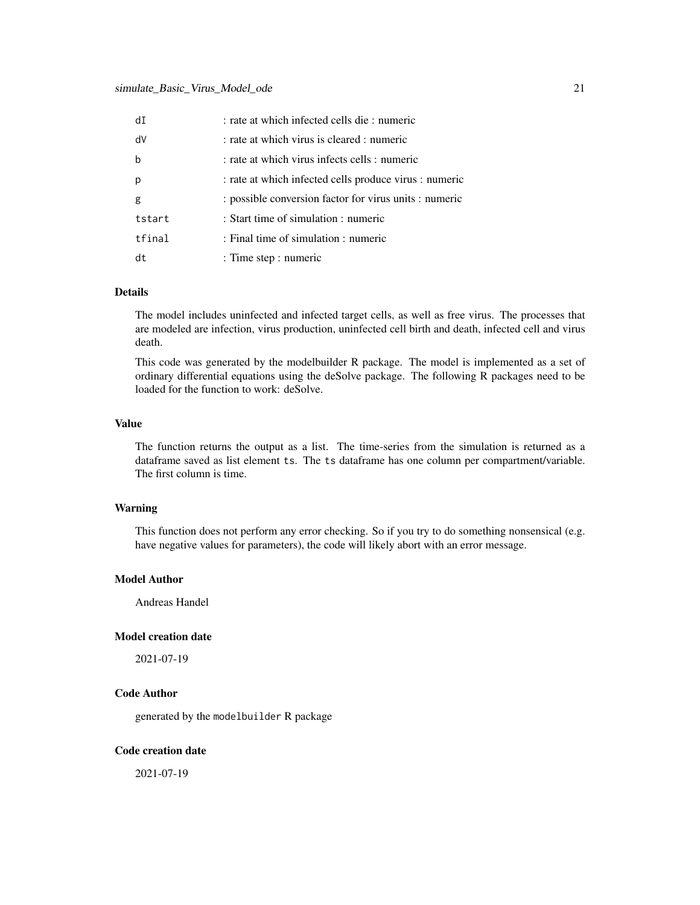| | |
|---|---|
| dI | : rate at which infected cells die : numeric |
| dV | : rate at which virus is cleared : numeric |
| b | : rate at which virus infects cells : numeric |
| p | : rate at which infected cells produce virus : numeric |
| g | : possible conversion factor for virus units : numeric |
| tstart | : Start time of simulation : numeric |
| tfinal | : Final time of simulation : numeric |
| dt | : Time step : numeric |

### Details

The model includes uninfected and infected target cells, as well as free virus. The processes that are modeled are infection, virus production, uninfected cell birth and death, infected cell and virus death.

This code was generated by the modelbuilder R package. The model is implemented as a set of ordinary differential equations using the deSolve package. The following R packages need to be loaded for the function to work: deSolve.

### Value

The function returns the output as a list. The time-series from the simulation is returned as a dataframe saved as list element `ts`. The `ts` dataframe has one column per compartment/variable. The first column is time.

### Warning

This function does not perform any error checking. So if you try to do something nonsensical (e.g. have negative values for parameters), the code will likely abort with an error message.

### Model Author

Andreas Handel

### Model creation date

2021-07-19

### Code Author

generated by the `modelbuilder` R package

### Code creation date

2021-07-19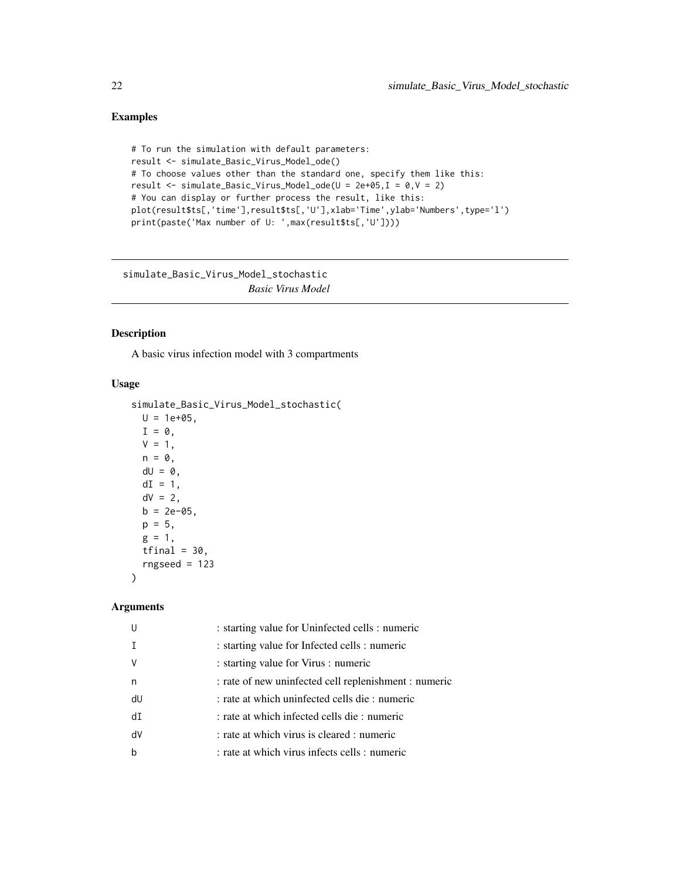## Examples

```
# To run the simulation with default parameters:
result <- simulate_Basic_Virus_Model_ode()
# To choose values other than the standard one, specify them like this:
result <- simulate_Basic_Virus_Model_ode(U = 2e+05,I = 0,V = 2)
# You can display or further process the result, like this:
plot(result$ts[,'time'],result$ts[,'U'],xlab='Time',ylab='Numbers',type='l')
print(paste('Max number of U: ',max(result$ts[,'U'])))
```

---

# simulate_Basic_Virus_Model_stochastic — *Basic Virus Model*

---

## Description

A basic virus infection model with 3 compartments

## Usage

```
simulate_Basic_Virus_Model_stochastic(
  U = 1e+05,
  I = 0,
  V = 1,
  n = 0,
  dU = 0,
  dI = 1,
  dV = 2,
  b = 2e-05,
  p = 5,
  g = 1,
  tfinal = 30,
  rngseed = 123
)
```

## Arguments

| | |
|---|---|
| `U` | : starting value for Uninfected cells : numeric |
| `I` | : starting value for Infected cells : numeric |
| `V` | : starting value for Virus : numeric |
| `n` | : rate of new uninfected cell replenishment : numeric |
| `dU` | : rate at which uninfected cells die : numeric |
| `dI` | : rate at which infected cells die : numeric |
| `dV` | : rate at which virus is cleared : numeric |
| `b` | : rate at which virus infects cells : numeric |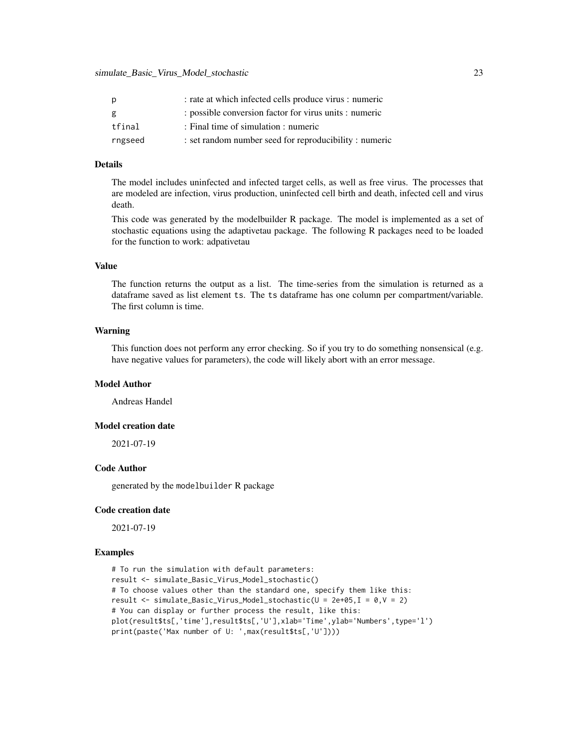| | |
|---|---|
| p | : rate at which infected cells produce virus : numeric |
| g | : possible conversion factor for virus units : numeric |
| tfinal | : Final time of simulation : numeric |
| rngseed | : set random number seed for reproducibility : numeric |

### Details

The model includes uninfected and infected target cells, as well as free virus. The processes that are modeled are infection, virus production, uninfected cell birth and death, infected cell and virus death.

This code was generated by the modelbuilder R package. The model is implemented as a set of stochastic equations using the adaptivetau package. The following R packages need to be loaded for the function to work: adpativetau

### Value

The function returns the output as a list. The time-series from the simulation is returned as a dataframe saved as list element `ts`. The `ts` dataframe has one column per compartment/variable. The first column is time.

### Warning

This function does not perform any error checking. So if you try to do something nonsensical (e.g. have negative values for parameters), the code will likely abort with an error message.

### Model Author

Andreas Handel

### Model creation date

2021-07-19

### Code Author

generated by the `modelbuilder` R package

### Code creation date

2021-07-19

### Examples

```
# To run the simulation with default parameters:
result <- simulate_Basic_Virus_Model_stochastic()
# To choose values other than the standard one, specify them like this:
result <- simulate_Basic_Virus_Model_stochastic(U = 2e+05,I = 0,V = 2)
# You can display or further process the result, like this:
plot(result$ts[,'time'],result$ts[,'U'],xlab='Time',ylab='Numbers',type='l')
print(paste('Max number of U: ',max(result$ts[,'U'])))
```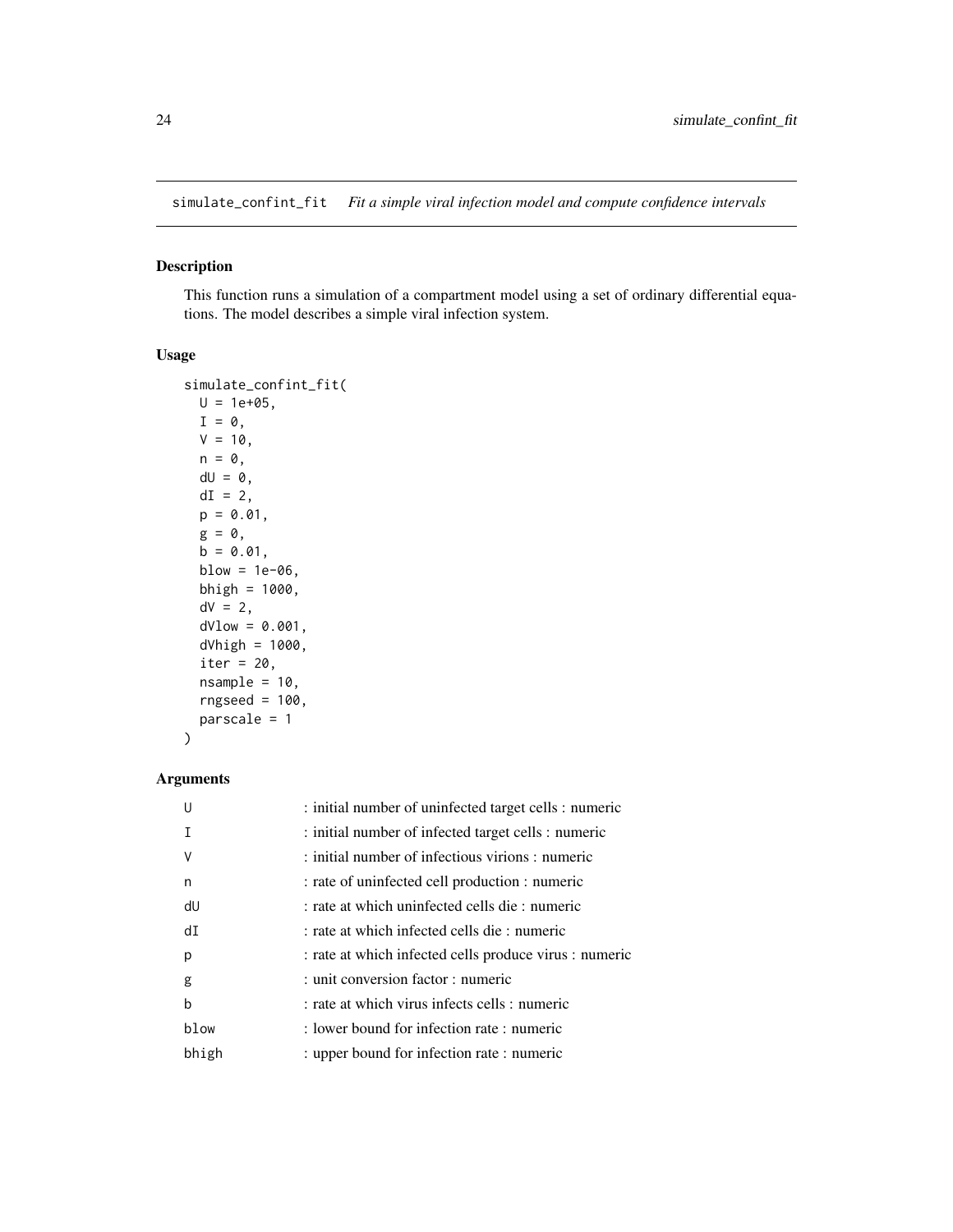## simulate_confint_fit *Fit a simple viral infection model and compute confidence intervals*

### Description

This function runs a simulation of a compartment model using a set of ordinary differential equations. The model describes a simple viral infection system.

### Usage

```
simulate_confint_fit(
  U = 1e+05,
  I = 0,
  V = 10,
  n = 0,
  dU = 0,
  dI = 2,
  p = 0.01,
  g = 0,
  b = 0.01,
  blow = 1e-06,
  bhigh = 1000,
  dV = 2,
  dVlow = 0.001,
  dVhigh = 1000,
  iter = 20,
  nsample = 10,
  rngseed = 100,
  parscale = 1
)
```

### Arguments

| | |
|---|---|
| U | : initial number of uninfected target cells : numeric |
| I | : initial number of infected target cells : numeric |
| V | : initial number of infectious virions : numeric |
| n | : rate of uninfected cell production : numeric |
| dU | : rate at which uninfected cells die : numeric |
| dI | : rate at which infected cells die : numeric |
| p | : rate at which infected cells produce virus : numeric |
| g | : unit conversion factor : numeric |
| b | : rate at which virus infects cells : numeric |
| blow | : lower bound for infection rate : numeric |
| bhigh | : upper bound for infection rate : numeric |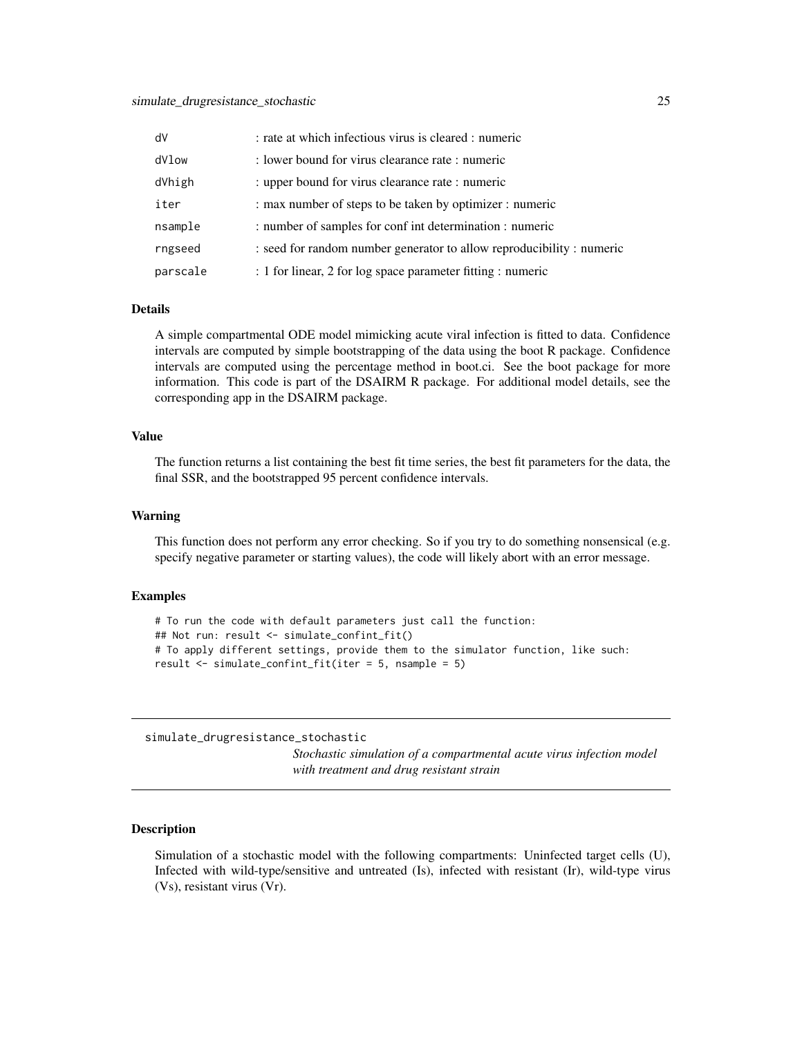| | |
|---|---|
| dV | : rate at which infectious virus is cleared : numeric |
| dVlow | : lower bound for virus clearance rate : numeric |
| dVhigh | : upper bound for virus clearance rate : numeric |
| iter | : max number of steps to be taken by optimizer : numeric |
| nsample | : number of samples for conf int determination : numeric |
| rngseed | : seed for random number generator to allow reproducibility : numeric |
| parscale | : 1 for linear, 2 for log space parameter fitting : numeric |

### Details

A simple compartmental ODE model mimicking acute viral infection is fitted to data. Confidence intervals are computed by simple bootstrapping of the data using the boot R package. Confidence intervals are computed using the percentage method in boot.ci. See the boot package for more information. This code is part of the DSAIRM R package. For additional model details, see the corresponding app in the DSAIRM package.

### Value

The function returns a list containing the best fit time series, the best fit parameters for the data, the final SSR, and the bootstrapped 95 percent confidence intervals.

### Warning

This function does not perform any error checking. So if you try to do something nonsensical (e.g. specify negative parameter or starting values), the code will likely abort with an error message.

### Examples

```
# To run the code with default parameters just call the function:
## Not run: result <- simulate_confint_fit()
# To apply different settings, provide them to the simulator function, like such:
result <- simulate_confint_fit(iter = 5, nsample = 5)
```

---

## simulate_drugresistance_stochastic

*Stochastic simulation of a compartmental acute virus infection model with treatment and drug resistant strain*

---

### Description

Simulation of a stochastic model with the following compartments: Uninfected target cells (U), Infected with wild-type/sensitive and untreated (Is), infected with resistant (Ir), wild-type virus (Vs), resistant virus (Vr).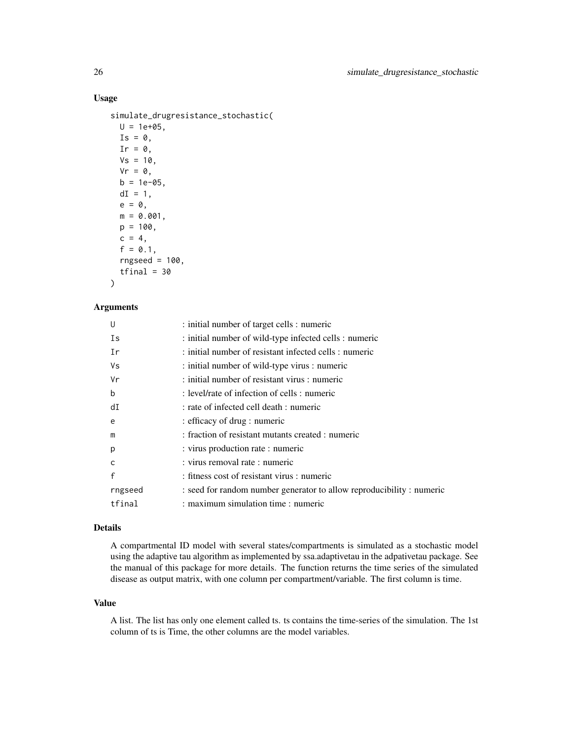### Usage

```
simulate_drugresistance_stochastic(
  U = 1e+05,
  Is = 0,
  Ir = 0,
  Vs = 10,
  Vr = 0,
  b = 1e-05,
  dI = 1,
  e = 0,
  m = 0.001,
  p = 100,
  c = 4,
  f = 0.1,
  rngseed = 100,
  tfinal = 30
)
```

### Arguments

| | |
|---|---|
| U | : initial number of target cells : numeric |
| Is | : initial number of wild-type infected cells : numeric |
| Ir | : initial number of resistant infected cells : numeric |
| Vs | : initial number of wild-type virus : numeric |
| Vr | : initial number of resistant virus : numeric |
| b | : level/rate of infection of cells : numeric |
| dI | : rate of infected cell death : numeric |
| e | : efficacy of drug : numeric |
| m | : fraction of resistant mutants created : numeric |
| p | : virus production rate : numeric |
| c | : virus removal rate : numeric |
| f | : fitness cost of resistant virus : numeric |
| rngseed | : seed for random number generator to allow reproducibility : numeric |
| tfinal | : maximum simulation time : numeric |

### Details

A compartmental ID model with several states/compartments is simulated as a stochastic model using the adaptive tau algorithm as implemented by ssa.adaptivetau in the adpativetau package. See the manual of this package for more details. The function returns the time series of the simulated disease as output matrix, with one column per compartment/variable. The first column is time.

### Value

A list. The list has only one element called ts. ts contains the time-series of the simulation. The 1st column of ts is Time, the other columns are the model variables.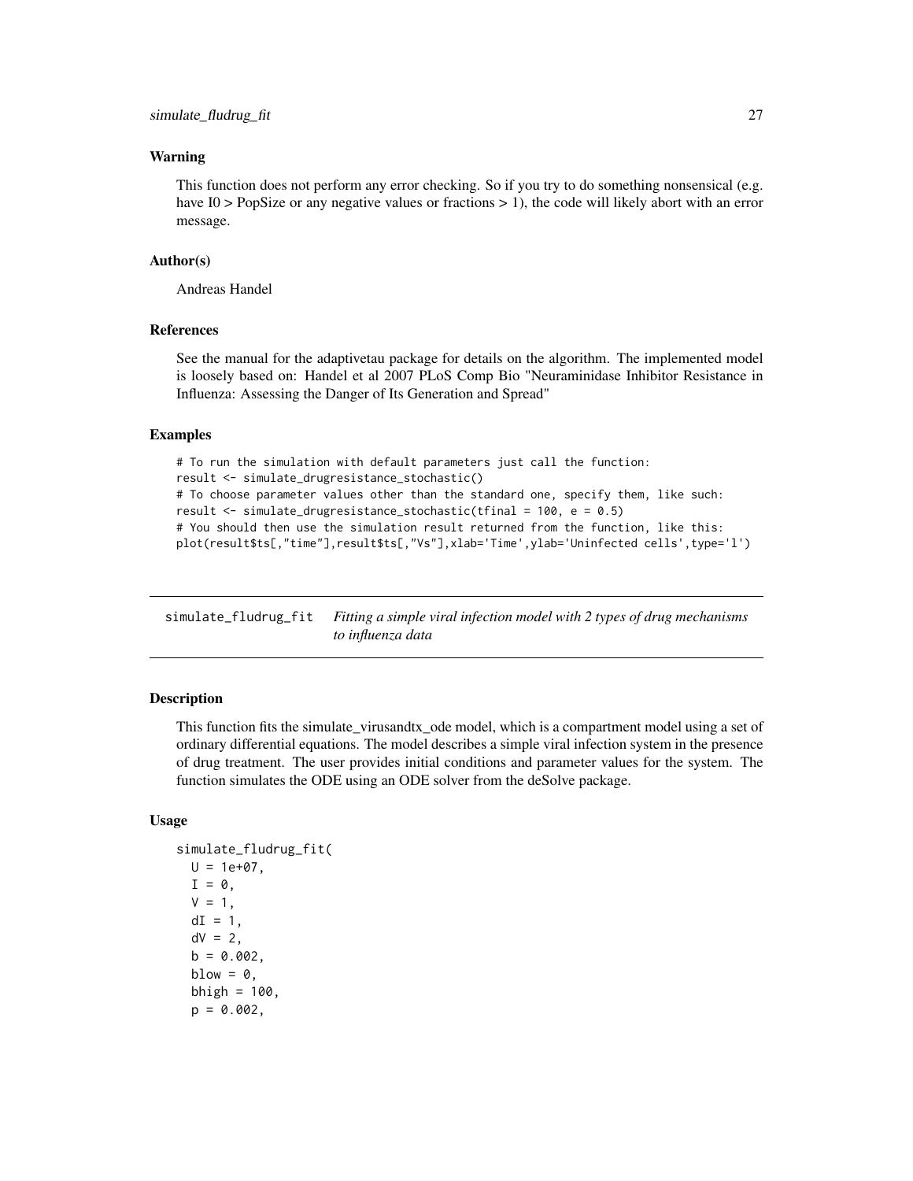### Warning

This function does not perform any error checking. So if you try to do something nonsensical (e.g. have I0 > PopSize or any negative values or fractions > 1), the code will likely abort with an error message.

### Author(s)

Andreas Handel

### References

See the manual for the adaptivetau package for details on the algorithm. The implemented model is loosely based on: Handel et al 2007 PLoS Comp Bio "Neuraminidase Inhibitor Resistance in Influenza: Assessing the Danger of Its Generation and Spread"

### Examples

```
# To run the simulation with default parameters just call the function:
result <- simulate_drugresistance_stochastic()
# To choose parameter values other than the standard one, specify them, like such:
result <- simulate_drugresistance_stochastic(tfinal = 100, e = 0.5)
# You should then use the simulation result returned from the function, like this:
plot(result$ts[,"time"],result$ts[,"Vs"],xlab='Time',ylab='Uninfected cells',type='l')
```

---

## simulate_fludrug_fit

*Fitting a simple viral infection model with 2 types of drug mechanisms to influenza data*

---

### Description

This function fits the simulate_virusandtx_ode model, which is a compartment model using a set of ordinary differential equations. The model describes a simple viral infection system in the presence of drug treatment. The user provides initial conditions and parameter values for the system. The function simulates the ODE using an ODE solver from the deSolve package.

### Usage

```
simulate_fludrug_fit(
  U = 1e+07,
  I = 0,
  V = 1,
  dI = 1,
  dV = 2,
  b = 0.002,
  blow = 0,
  bhigh = 100,
  p = 0.002,
```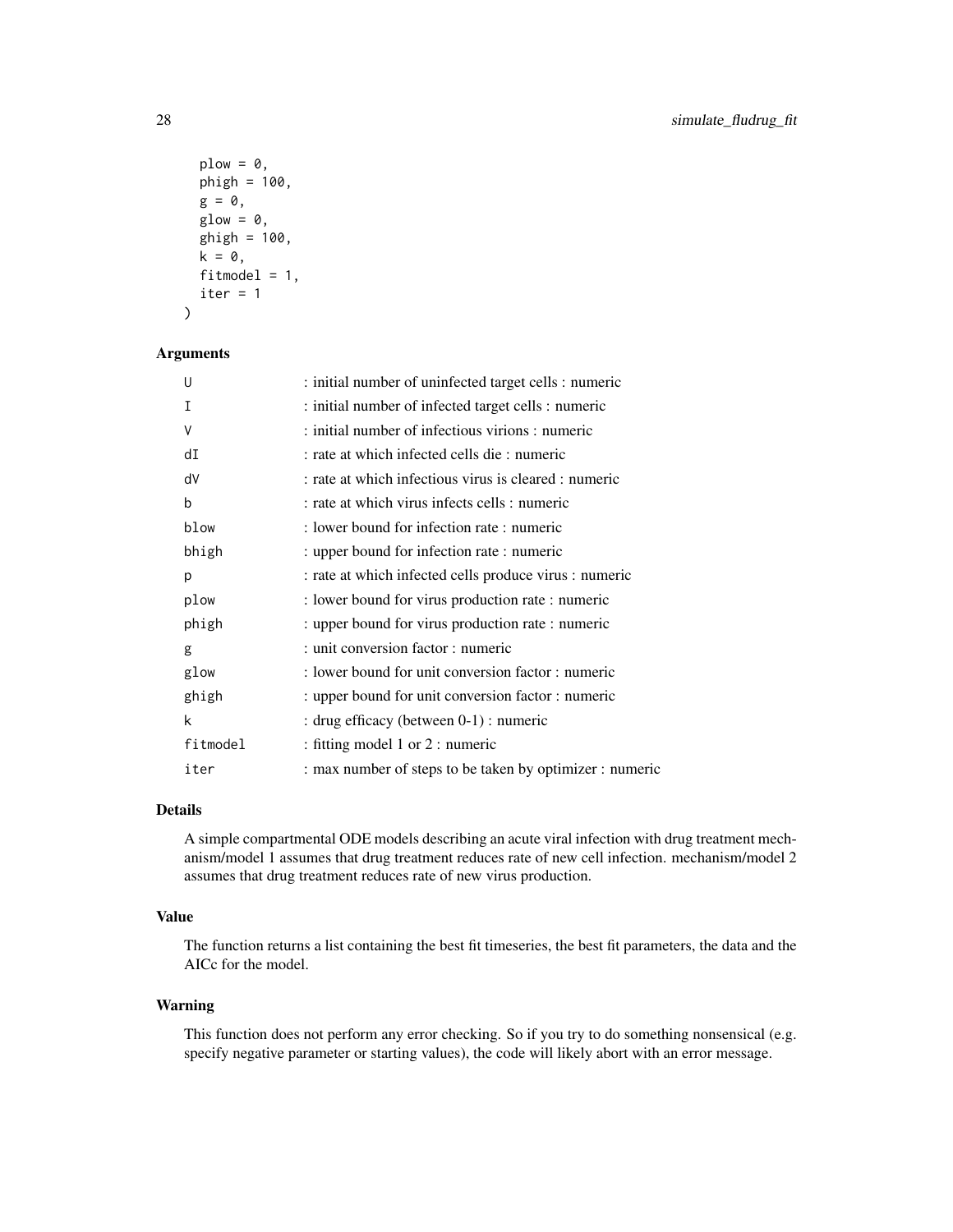```
  plow = 0,
  phigh = 100,
  g = 0,
  glow = 0,
  ghigh = 100,
  k = 0,
  fitmodel = 1,
  iter = 1
)
```

### Arguments

| | |
|---|---|
| U | : initial number of uninfected target cells : numeric |
| I | : initial number of infected target cells : numeric |
| V | : initial number of infectious virions : numeric |
| dI | : rate at which infected cells die : numeric |
| dV | : rate at which infectious virus is cleared : numeric |
| b | : rate at which virus infects cells : numeric |
| blow | : lower bound for infection rate : numeric |
| bhigh | : upper bound for infection rate : numeric |
| p | : rate at which infected cells produce virus : numeric |
| plow | : lower bound for virus production rate : numeric |
| phigh | : upper bound for virus production rate : numeric |
| g | : unit conversion factor : numeric |
| glow | : lower bound for unit conversion factor : numeric |
| ghigh | : upper bound for unit conversion factor : numeric |
| k | : drug efficacy (between 0-1) : numeric |
| fitmodel | : fitting model 1 or 2 : numeric |
| iter | : max number of steps to be taken by optimizer : numeric |

### Details

A simple compartmental ODE models describing an acute viral infection with drug treatment mechanism/model 1 assumes that drug treatment reduces rate of new cell infection. mechanism/model 2 assumes that drug treatment reduces rate of new virus production.

### Value

The function returns a list containing the best fit timeseries, the best fit parameters, the data and the AICc for the model.

### Warning

This function does not perform any error checking. So if you try to do something nonsensical (e.g. specify negative parameter or starting values), the code will likely abort with an error message.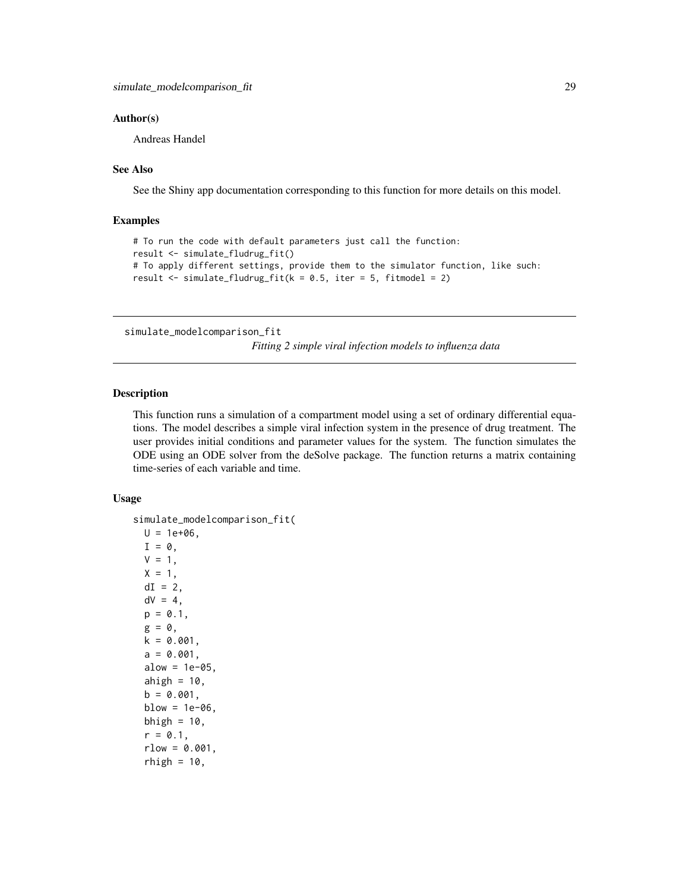### Author(s)

Andreas Handel

### See Also

See the Shiny app documentation corresponding to this function for more details on this model.

### Examples

```
# To run the code with default parameters just call the function:
result <- simulate_fludrug_fit()
# To apply different settings, provide them to the simulator function, like such:
result <- simulate_fludrug_fit(k = 0.5, iter = 5, fitmodel = 2)
```

---

## simulate_modelcomparison_fit

*Fitting 2 simple viral infection models to influenza data*

---

### Description

This function runs a simulation of a compartment model using a set of ordinary differential equations. The model describes a simple viral infection system in the presence of drug treatment. The user provides initial conditions and parameter values for the system. The function simulates the ODE using an ODE solver from the deSolve package. The function returns a matrix containing time-series of each variable and time.

### Usage

```
simulate_modelcomparison_fit(
  U = 1e+06,
  I = 0,
  V = 1,
  X = 1,
  dI = 2,
  dV = 4,
  p = 0.1,
  g = 0,
  k = 0.001,
  a = 0.001,
  alow = 1e-05,
  ahigh = 10,
  b = 0.001,
  blow = 1e-06,
  bhigh = 10,
  r = 0.1,
  rlow = 0.001,
  rhigh = 10,
```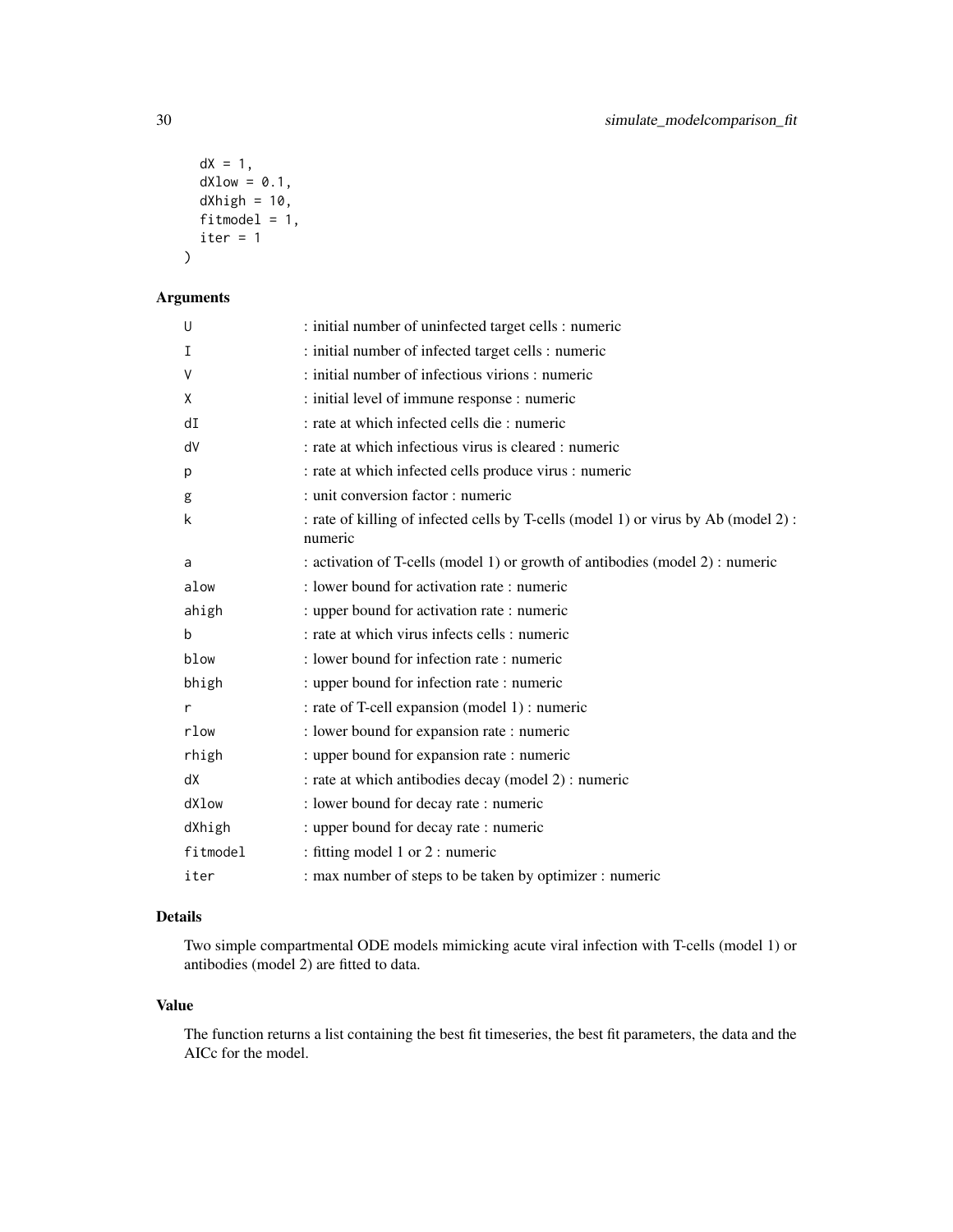```
  dX = 1,
  dXlow = 0.1,
  dXhigh = 10,
  fitmodel = 1,
  iter = 1
)
```

## Arguments

| | |
|---|---|
| U | : initial number of uninfected target cells : numeric |
| I | : initial number of infected target cells : numeric |
| V | : initial number of infectious virions : numeric |
| X | : initial level of immune response : numeric |
| dI | : rate at which infected cells die : numeric |
| dV | : rate at which infectious virus is cleared : numeric |
| p | : rate at which infected cells produce virus : numeric |
| g | : unit conversion factor : numeric |
| k | : rate of killing of infected cells by T-cells (model 1) or virus by Ab (model 2) : numeric |
| a | : activation of T-cells (model 1) or growth of antibodies (model 2) : numeric |
| alow | : lower bound for activation rate : numeric |
| ahigh | : upper bound for activation rate : numeric |
| b | : rate at which virus infects cells : numeric |
| blow | : lower bound for infection rate : numeric |
| bhigh | : upper bound for infection rate : numeric |
| r | : rate of T-cell expansion (model 1) : numeric |
| rlow | : lower bound for expansion rate : numeric |
| rhigh | : upper bound for expansion rate : numeric |
| dX | : rate at which antibodies decay (model 2) : numeric |
| dXlow | : lower bound for decay rate : numeric |
| dXhigh | : upper bound for decay rate : numeric |
| fitmodel | : fitting model 1 or 2 : numeric |
| iter | : max number of steps to be taken by optimizer : numeric |

## Details

Two simple compartmental ODE models mimicking acute viral infection with T-cells (model 1) or antibodies (model 2) are fitted to data.

## Value

The function returns a list containing the best fit timeseries, the best fit parameters, the data and the AICc for the model.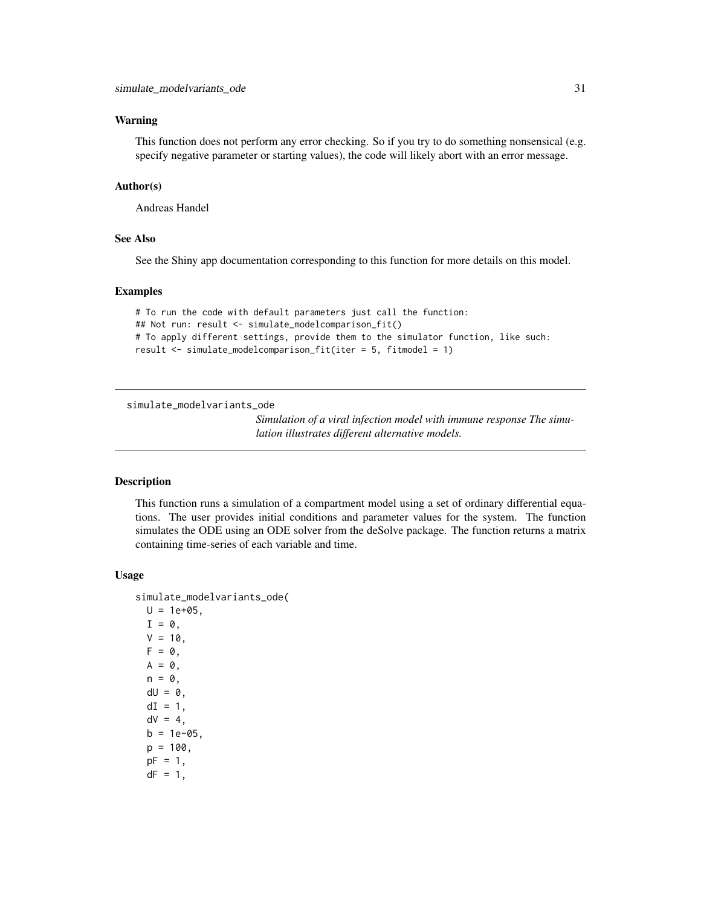### Warning

This function does not perform any error checking. So if you try to do something nonsensical (e.g. specify negative parameter or starting values), the code will likely abort with an error message.

### Author(s)

Andreas Handel

### See Also

See the Shiny app documentation corresponding to this function for more details on this model.

### Examples

```
# To run the code with default parameters just call the function:
## Not run: result <- simulate_modelcomparison_fit()
# To apply different settings, provide them to the simulator function, like such:
result <- simulate_modelcomparison_fit(iter = 5, fitmodel = 1)
```

---

## simulate_modelvariants_ode

*Simulation of a viral infection model with immune response The simulation illustrates different alternative models.*

---

### Description

This function runs a simulation of a compartment model using a set of ordinary differential equations. The user provides initial conditions and parameter values for the system. The function simulates the ODE using an ODE solver from the deSolve package. The function returns a matrix containing time-series of each variable and time.

### Usage

```
simulate_modelvariants_ode(
  U = 1e+05,
  I = 0,
  V = 10,
  F = 0,
  A = 0,
  n = 0,
  dU = 0,
  dI = 1,
  dV = 4,
  b = 1e-05,
  p = 100,
  pF = 1,
  dF = 1,
```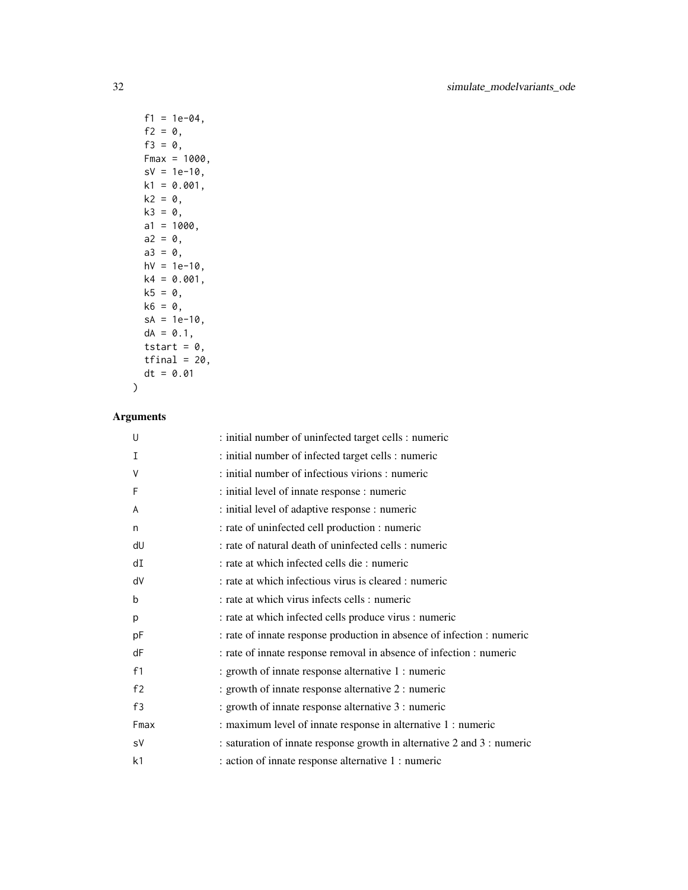```
  f1 = 1e-04,
  f2 = 0,
  f3 = 0,
  Fmax = 1000,
  sV = 1e-10,
  k1 = 0.001,
  k2 = 0,
  k3 = 0,
  a1 = 1000,
  a2 = 0,
  a3 = 0,
  hV = 1e-10,
  k4 = 0.001,
  k5 = 0,
  k6 = 0,
  sA = 1e-10,
  dA = 0.1,
  tstart = 0,
  tfinal = 20,
  dt = 0.01
)
```

## Arguments

| | |
|---|---|
| U | : initial number of uninfected target cells : numeric |
| I | : initial number of infected target cells : numeric |
| V | : initial number of infectious virions : numeric |
| F | : initial level of innate response : numeric |
| A | : initial level of adaptive response : numeric |
| n | : rate of uninfected cell production : numeric |
| dU | : rate of natural death of uninfected cells : numeric |
| dI | : rate at which infected cells die : numeric |
| dV | : rate at which infectious virus is cleared : numeric |
| b | : rate at which virus infects cells : numeric |
| p | : rate at which infected cells produce virus : numeric |
| pF | : rate of innate response production in absence of infection : numeric |
| dF | : rate of innate response removal in absence of infection : numeric |
| f1 | : growth of innate response alternative 1 : numeric |
| f2 | : growth of innate response alternative 2 : numeric |
| f3 | : growth of innate response alternative 3 : numeric |
| Fmax | : maximum level of innate response in alternative 1 : numeric |
| sV | : saturation of innate response growth in alternative 2 and 3 : numeric |
| k1 | : action of innate response alternative 1 : numeric |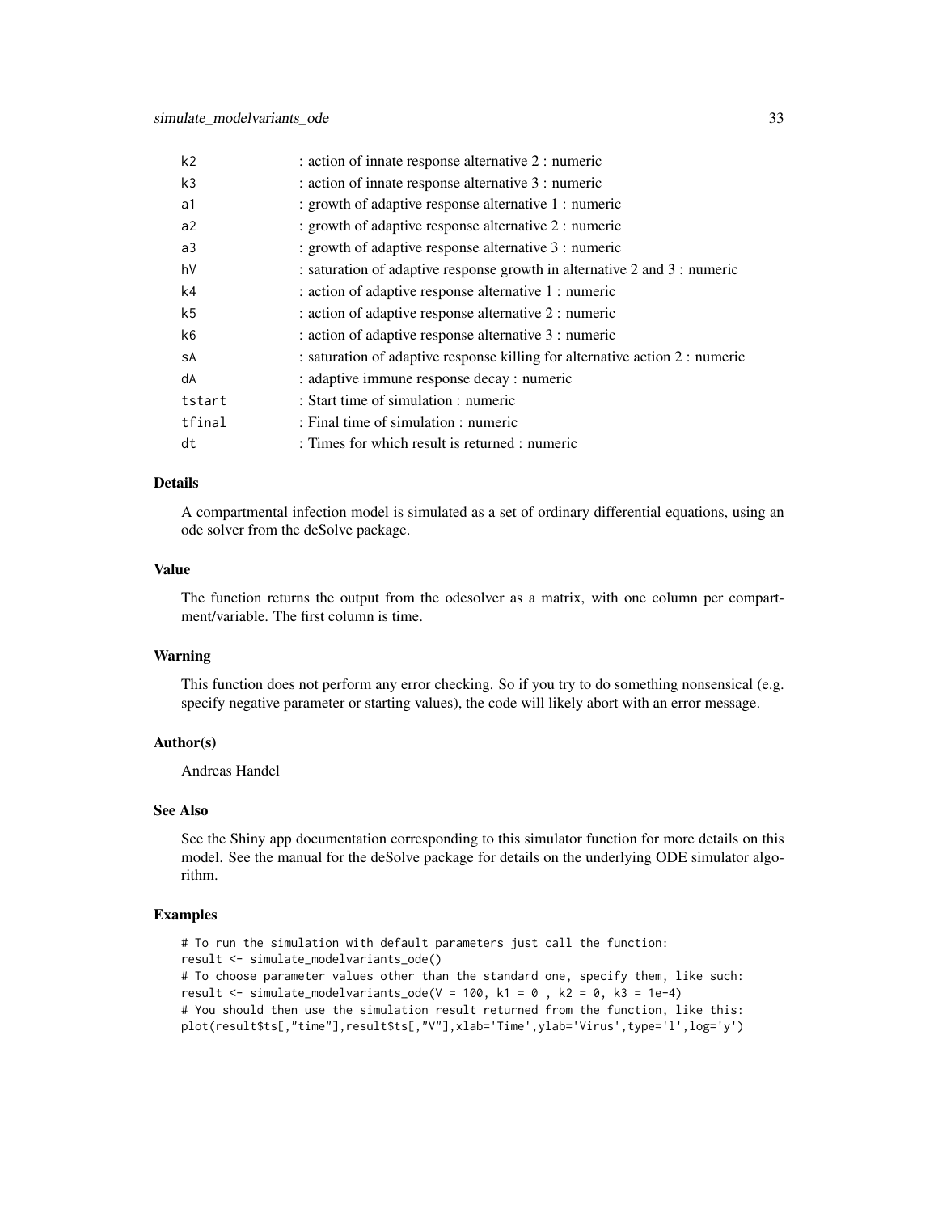| | |
|---|---|
| k2 | : action of innate response alternative 2 : numeric |
| k3 | : action of innate response alternative 3 : numeric |
| a1 | : growth of adaptive response alternative 1 : numeric |
| a2 | : growth of adaptive response alternative 2 : numeric |
| a3 | : growth of adaptive response alternative 3 : numeric |
| hV | : saturation of adaptive response growth in alternative 2 and 3 : numeric |
| k4 | : action of adaptive response alternative 1 : numeric |
| k5 | : action of adaptive response alternative 2 : numeric |
| k6 | : action of adaptive response alternative 3 : numeric |
| sA | : saturation of adaptive response killing for alternative action 2 : numeric |
| dA | : adaptive immune response decay : numeric |
| tstart | : Start time of simulation : numeric |
| tfinal | : Final time of simulation : numeric |
| dt | : Times for which result is returned : numeric |

### Details

A compartmental infection model is simulated as a set of ordinary differential equations, using an ode solver from the deSolve package.

### Value

The function returns the output from the odesolver as a matrix, with one column per compartment/variable. The first column is time.

### Warning

This function does not perform any error checking. So if you try to do something nonsensical (e.g. specify negative parameter or starting values), the code will likely abort with an error message.

### Author(s)

Andreas Handel

### See Also

See the Shiny app documentation corresponding to this simulator function for more details on this model. See the manual for the deSolve package for details on the underlying ODE simulator algorithm.

### Examples

```
# To run the simulation with default parameters just call the function:
result <- simulate_modelvariants_ode()
# To choose parameter values other than the standard one, specify them, like such:
result <- simulate_modelvariants_ode(V = 100, k1 = 0 , k2 = 0, k3 = 1e-4)
# You should then use the simulation result returned from the function, like this:
plot(result$ts[,"time"],result$ts[,"V"],xlab='Time',ylab='Virus',type='l',log='y')
```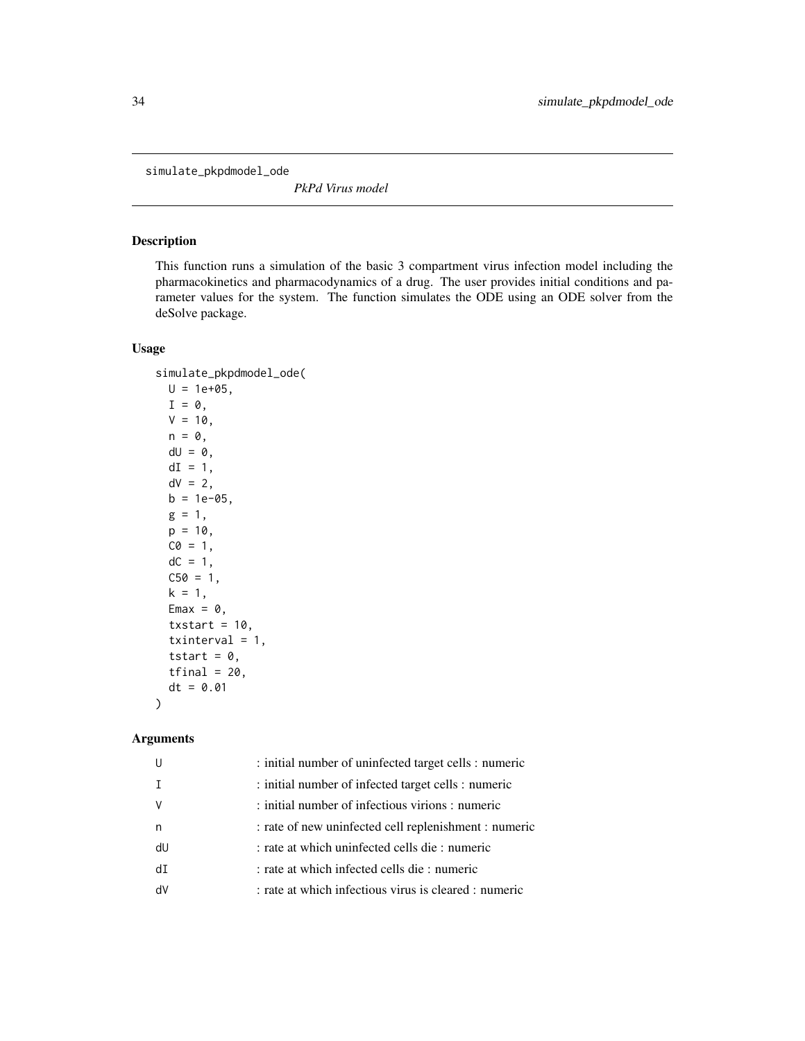simulate_pkpdmodel_ode

*PkPd Virus model*

## Description

This function runs a simulation of the basic 3 compartment virus infection model including the pharmacokinetics and pharmacodynamics of a drug. The user provides initial conditions and parameter values for the system. The function simulates the ODE using an ODE solver from the deSolve package.

## Usage

```
simulate_pkpdmodel_ode(
  U = 1e+05,
  I = 0,
  V = 10,
  n = 0,
  dU = 0,
  dI = 1,
  dV = 2,
  b = 1e-05,
  g = 1,
  p = 10,
  C0 = 1,
  dC = 1,
  C50 = 1,
  k = 1,
  Emax = 0,
  txstart = 10,
  txinterval = 1,
  tstart = 0,
  tfinal = 20,
  dt = 0.01
)
```

## Arguments

| | |
|---|---|
| U | : initial number of uninfected target cells : numeric |
| I | : initial number of infected target cells : numeric |
| V | : initial number of infectious virions : numeric |
| n | : rate of new uninfected cell replenishment : numeric |
| dU | : rate at which uninfected cells die : numeric |
| dI | : rate at which infected cells die : numeric |
| dV | : rate at which infectious virus is cleared : numeric |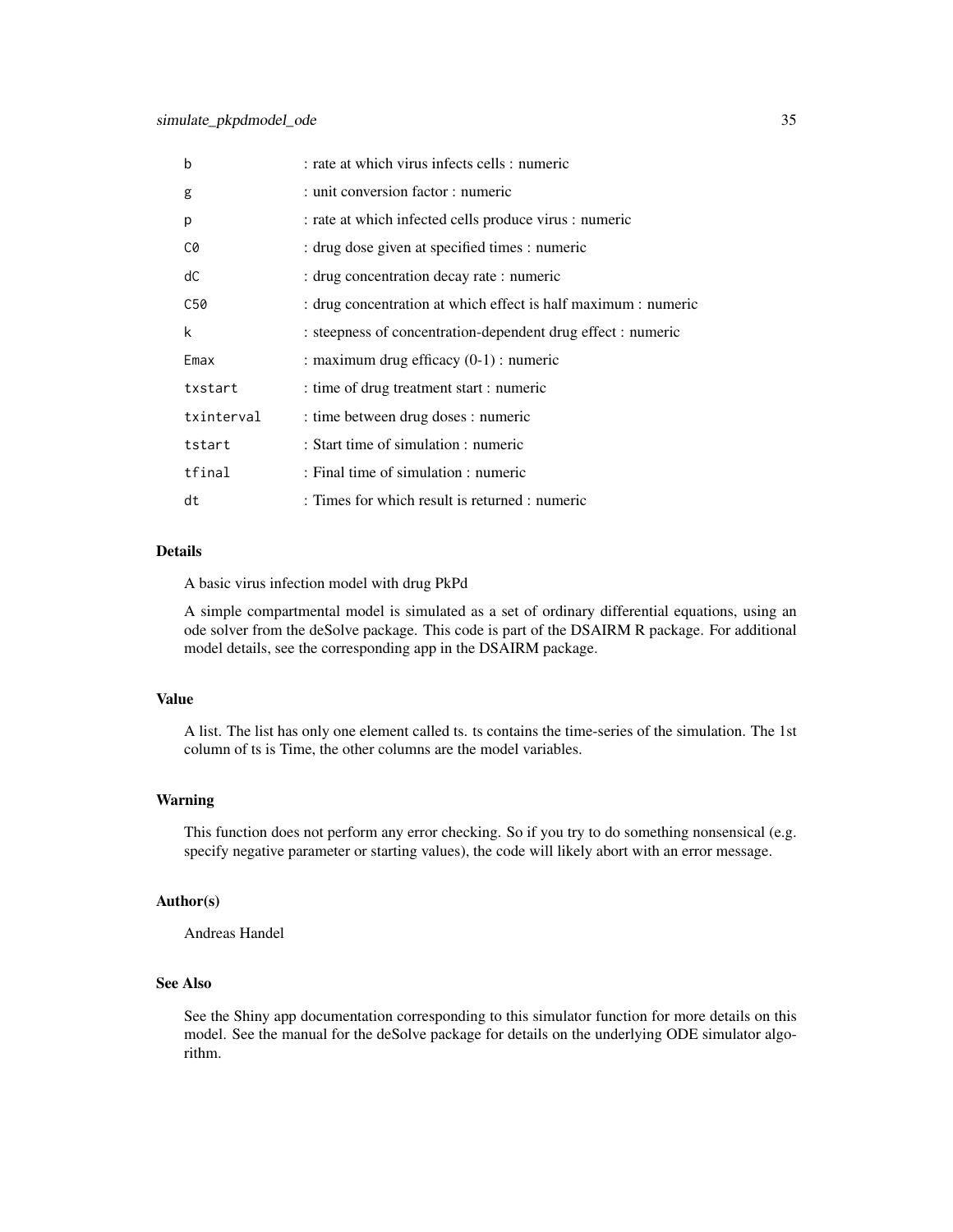| | |
|---|---|
| b | : rate at which virus infects cells : numeric |
| g | : unit conversion factor : numeric |
| p | : rate at which infected cells produce virus : numeric |
| C0 | : drug dose given at specified times : numeric |
| dC | : drug concentration decay rate : numeric |
| C50 | : drug concentration at which effect is half maximum : numeric |
| k | : steepness of concentration-dependent drug effect : numeric |
| Emax | : maximum drug efficacy (0-1) : numeric |
| txstart | : time of drug treatment start : numeric |
| txinterval | : time between drug doses : numeric |
| tstart | : Start time of simulation : numeric |
| tfinal | : Final time of simulation : numeric |
| dt | : Times for which result is returned : numeric |

### Details

A basic virus infection model with drug PkPd

A simple compartmental model is simulated as a set of ordinary differential equations, using an ode solver from the deSolve package. This code is part of the DSAIRM R package. For additional model details, see the corresponding app in the DSAIRM package.

### Value

A list. The list has only one element called ts. ts contains the time-series of the simulation. The 1st column of ts is Time, the other columns are the model variables.

### Warning

This function does not perform any error checking. So if you try to do something nonsensical (e.g. specify negative parameter or starting values), the code will likely abort with an error message.

### Author(s)

Andreas Handel

### See Also

See the Shiny app documentation corresponding to this simulator function for more details on this model. See the manual for the deSolve package for details on the underlying ODE simulator algorithm.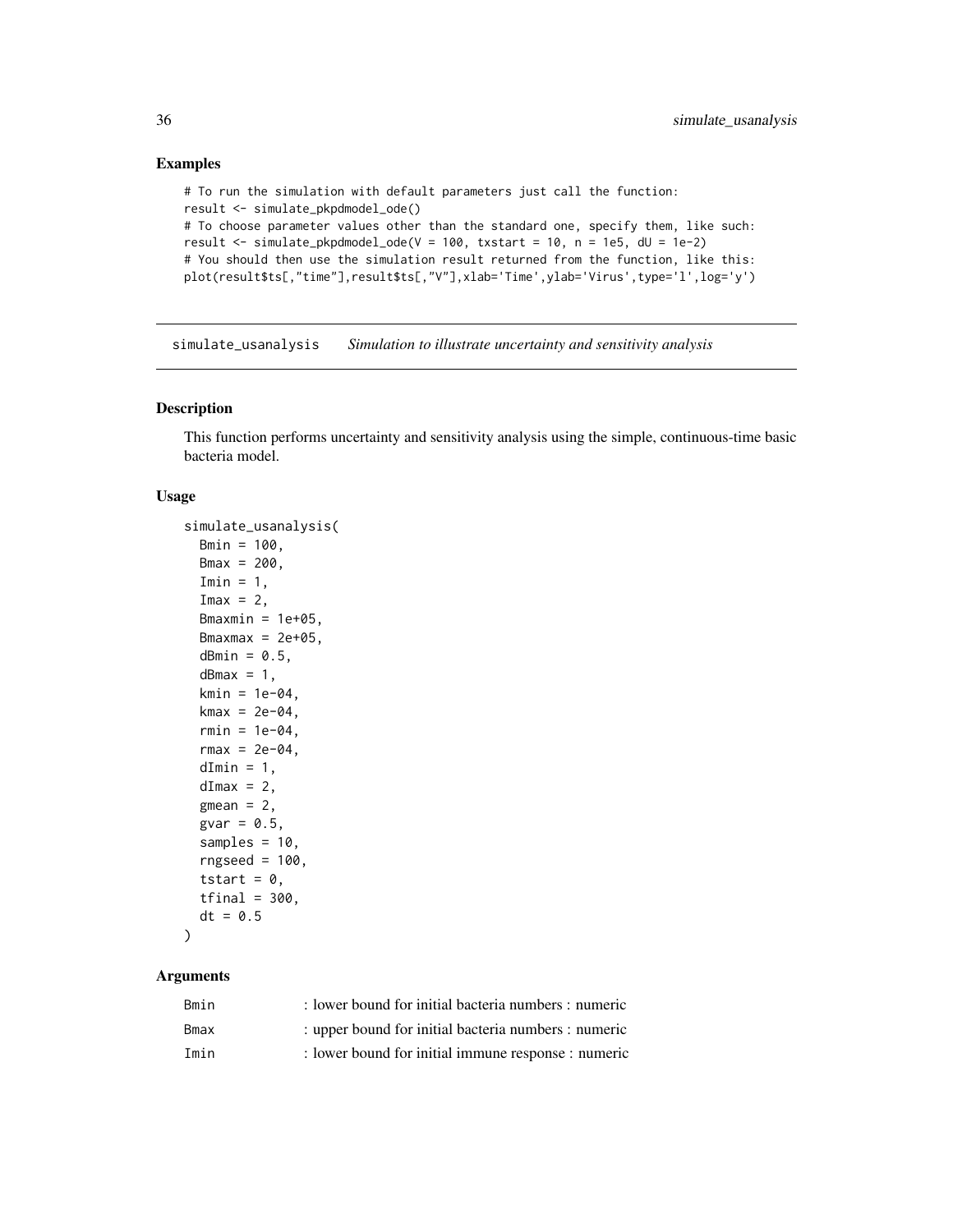### Examples

```
# To run the simulation with default parameters just call the function:
result <- simulate_pkpdmodel_ode()
# To choose parameter values other than the standard one, specify them, like such:
result <- simulate_pkpdmodel_ode(V = 100, txstart = 10, n = 1e5, dU = 1e-2)
# You should then use the simulation result returned from the function, like this:
plot(result$ts[,"time"],result$ts[,"V"],xlab='Time',ylab='Virus',type='l',log='y')
```

---

## simulate_usanalysis — *Simulation to illustrate uncertainty and sensitivity analysis*

### Description

This function performs uncertainty and sensitivity analysis using the simple, continuous-time basic bacteria model.

### Usage

```
simulate_usanalysis(
  Bmin = 100,
  Bmax = 200,
  Imin = 1,
  Imax = 2,
  Bmaxmin = 1e+05,
  Bmaxmax = 2e+05,
  dBmin = 0.5,
  dBmax = 1,
  kmin = 1e-04,
  kmax = 2e-04,
  rmin = 1e-04,
  rmax = 2e-04,
  dImin = 1,
  dImax = 2,
  gmean = 2,
  gvar = 0.5,
  samples = 10,
  rngseed = 100,
  tstart = 0,
  tfinal = 300,
  dt = 0.5
)
```

### Arguments

| | |
|---|---|
| Bmin | : lower bound for initial bacteria numbers : numeric |
| Bmax | : upper bound for initial bacteria numbers : numeric |
| Imin | : lower bound for initial immune response : numeric |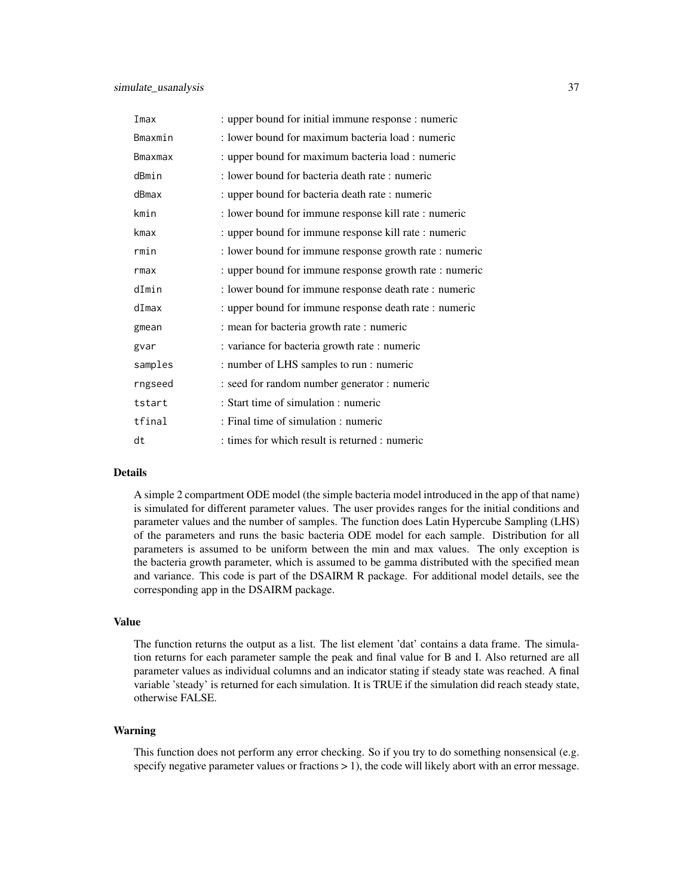| | |
|---|---|
| Imax | : upper bound for initial immune response : numeric |
| Bmaxmin | : lower bound for maximum bacteria load : numeric |
| Bmaxmax | : upper bound for maximum bacteria load : numeric |
| dBmin | : lower bound for bacteria death rate : numeric |
| dBmax | : upper bound for bacteria death rate : numeric |
| kmin | : lower bound for immune response kill rate : numeric |
| kmax | : upper bound for immune response kill rate : numeric |
| rmin | : lower bound for immune response growth rate : numeric |
| rmax | : upper bound for immune response growth rate : numeric |
| dImin | : lower bound for immune response death rate : numeric |
| dImax | : upper bound for immune response death rate : numeric |
| gmean | : mean for bacteria growth rate : numeric |
| gvar | : variance for bacteria growth rate : numeric |
| samples | : number of LHS samples to run : numeric |
| rngseed | : seed for random number generator : numeric |
| tstart | : Start time of simulation : numeric |
| tfinal | : Final time of simulation : numeric |
| dt | : times for which result is returned : numeric |

### Details

A simple 2 compartment ODE model (the simple bacteria model introduced in the app of that name) is simulated for different parameter values. The user provides ranges for the initial conditions and parameter values and the number of samples. The function does Latin Hypercube Sampling (LHS) of the parameters and runs the basic bacteria ODE model for each sample. Distribution for all parameters is assumed to be uniform between the min and max values. The only exception is the bacteria growth parameter, which is assumed to be gamma distributed with the specified mean and variance. This code is part of the DSAIRM R package. For additional model details, see the corresponding app in the DSAIRM package.

### Value

The function returns the output as a list. The list element 'dat' contains a data frame. The simulation returns for each parameter sample the peak and final value for B and I. Also returned are all parameter values as individual columns and an indicator stating if steady state was reached. A final variable 'steady' is returned for each simulation. It is TRUE if the simulation did reach steady state, otherwise FALSE.

### Warning

This function does not perform any error checking. So if you try to do something nonsensical (e.g. specify negative parameter values or fractions > 1), the code will likely abort with an error message.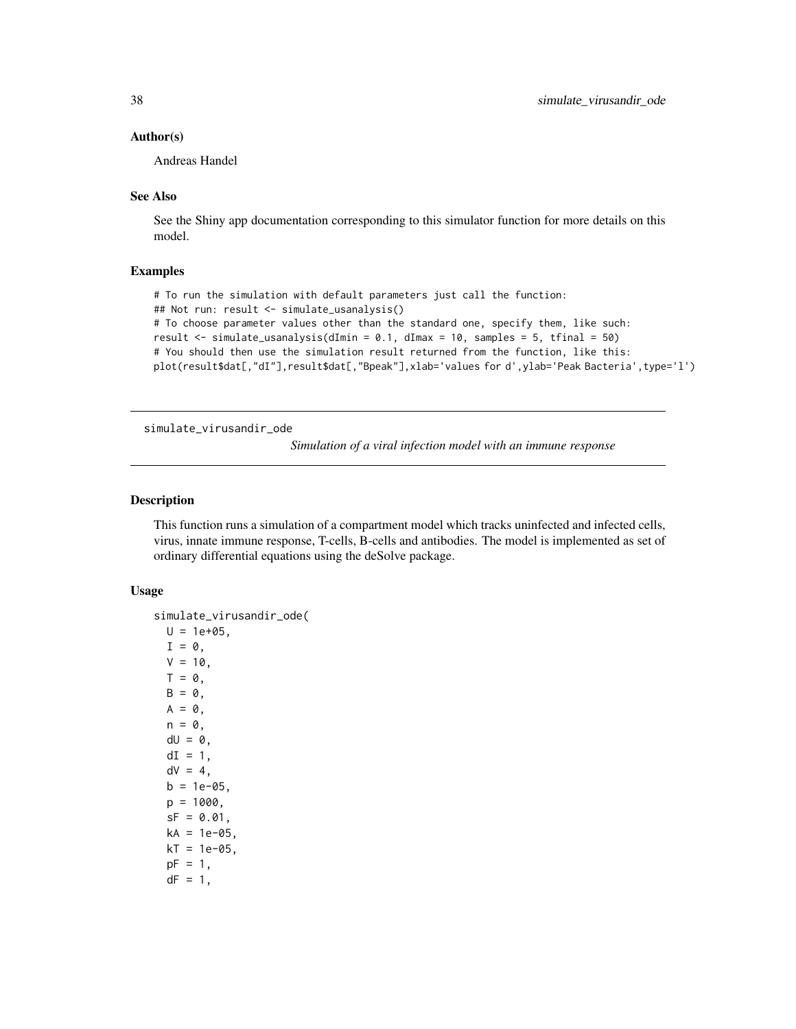### Author(s)

Andreas Handel

### See Also

See the Shiny app documentation corresponding to this simulator function for more details on this model.

### Examples

```
# To run the simulation with default parameters just call the function:
## Not run: result <- simulate_usanalysis()
# To choose parameter values other than the standard one, specify them, like such:
result <- simulate_usanalysis(dImin = 0.1, dImax = 10, samples = 5, tfinal = 50)
# You should then use the simulation result returned from the function, like this:
plot(result$dat[,"dI"],result$dat[,"Bpeak"],xlab='values for d',ylab='Peak Bacteria',type='l')
```

---

## simulate_virusandir_ode

*Simulation of a viral infection model with an immune response*

---

### Description

This function runs a simulation of a compartment model which tracks uninfected and infected cells, virus, innate immune response, T-cells, B-cells and antibodies. The model is implemented as set of ordinary differential equations using the deSolve package.

### Usage

```
simulate_virusandir_ode(
  U = 1e+05,
  I = 0,
  V = 10,
  T = 0,
  B = 0,
  A = 0,
  n = 0,
  dU = 0,
  dI = 1,
  dV = 4,
  b = 1e-05,
  p = 1000,
  sF = 0.01,
  kA = 1e-05,
  kT = 1e-05,
  pF = 1,
  dF = 1,
```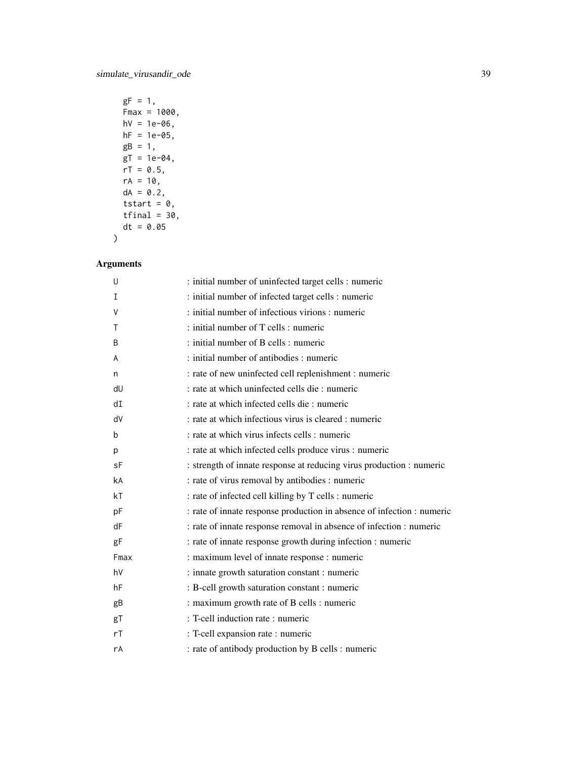```
  gF = 1,
  Fmax = 1000,
  hV = 1e-06,
  hF = 1e-05,
  gB = 1,
  gT = 1e-04,
  rT = 0.5,
  rA = 10,
  dA = 0.2,
  tstart = 0,
  tfinal = 30,
  dt = 0.05
)
```

## Arguments

| | |
|---|---|
| U | : initial number of uninfected target cells : numeric |
| I | : initial number of infected target cells : numeric |
| V | : initial number of infectious virions : numeric |
| T | : initial number of T cells : numeric |
| B | : initial number of B cells : numeric |
| A | : initial number of antibodies : numeric |
| n | : rate of new uninfected cell replenishment : numeric |
| dU | : rate at which uninfected cells die : numeric |
| dI | : rate at which infected cells die : numeric |
| dV | : rate at which infectious virus is cleared : numeric |
| b | : rate at which virus infects cells : numeric |
| p | : rate at which infected cells produce virus : numeric |
| sF | : strength of innate response at reducing virus production : numeric |
| kA | : rate of virus removal by antibodies : numeric |
| kT | : rate of infected cell killing by T cells : numeric |
| pF | : rate of innate response production in absence of infection : numeric |
| dF | : rate of innate response removal in absence of infection : numeric |
| gF | : rate of innate response growth during infection : numeric |
| Fmax | : maximum level of innate response : numeric |
| hV | : innate growth saturation constant : numeric |
| hF | : B-cell growth saturation constant : numeric |
| gB | : maximum growth rate of B cells : numeric |
| gT | : T-cell induction rate : numeric |
| rT | : T-cell expansion rate : numeric |
| rA | : rate of antibody production by B cells : numeric |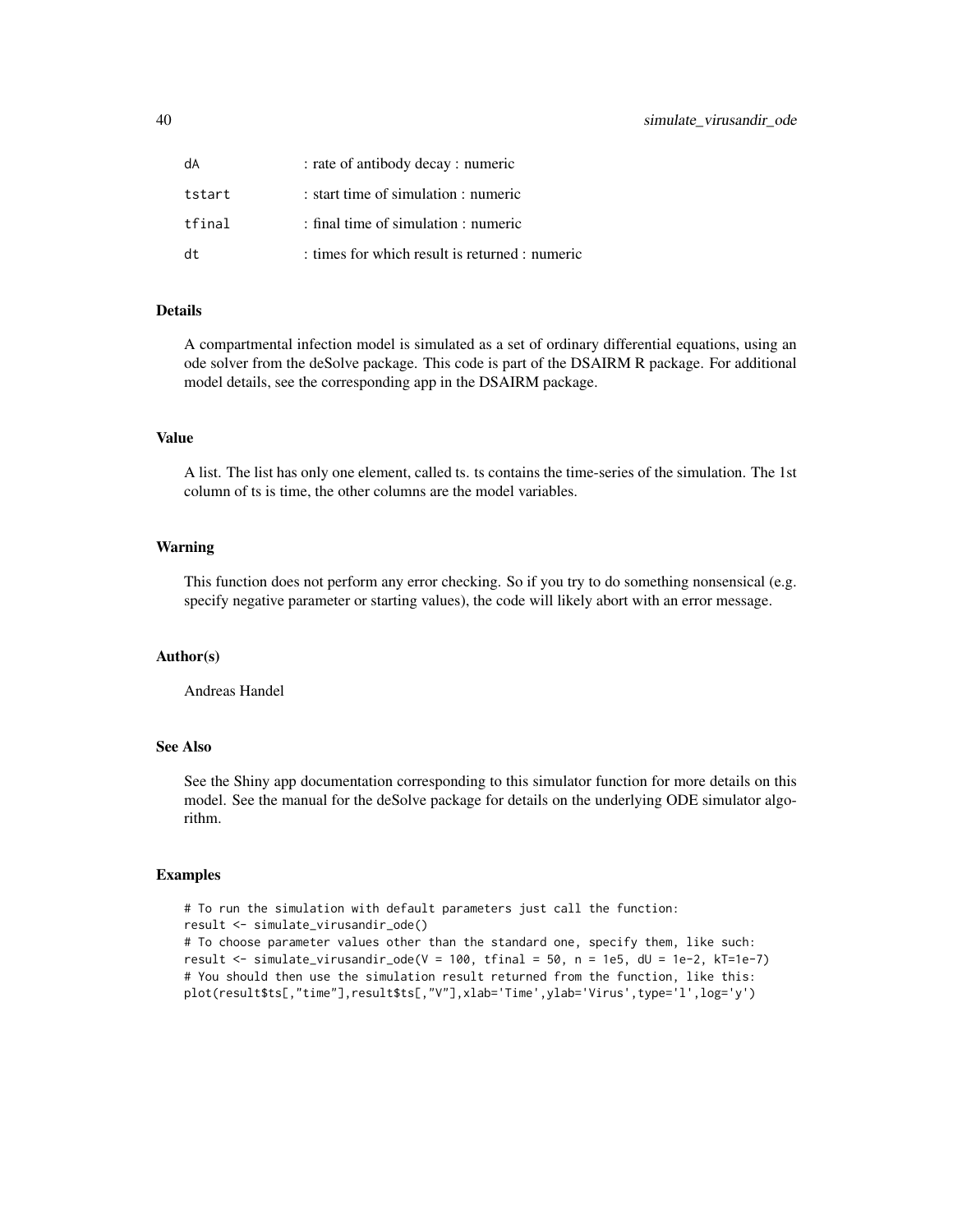| | |
|---|---|
| dA | : rate of antibody decay : numeric |
| tstart | : start time of simulation : numeric |
| tfinal | : final time of simulation : numeric |
| dt | : times for which result is returned : numeric |

### Details

A compartmental infection model is simulated as a set of ordinary differential equations, using an ode solver from the deSolve package. This code is part of the DSAIRM R package. For additional model details, see the corresponding app in the DSAIRM package.

### Value

A list. The list has only one element, called ts. ts contains the time-series of the simulation. The 1st column of ts is time, the other columns are the model variables.

### Warning

This function does not perform any error checking. So if you try to do something nonsensical (e.g. specify negative parameter or starting values), the code will likely abort with an error message.

### Author(s)

Andreas Handel

### See Also

See the Shiny app documentation corresponding to this simulator function for more details on this model. See the manual for the deSolve package for details on the underlying ODE simulator algorithm.

### Examples

```
# To run the simulation with default parameters just call the function:
result <- simulate_virusandir_ode()
# To choose parameter values other than the standard one, specify them, like such:
result <- simulate_virusandir_ode(V = 100, tfinal = 50, n = 1e5, dU = 1e-2, kT=1e-7)
# You should then use the simulation result returned from the function, like this:
plot(result$ts[,"time"],result$ts[,"V"],xlab='Time',ylab='Virus',type='l',log='y')
```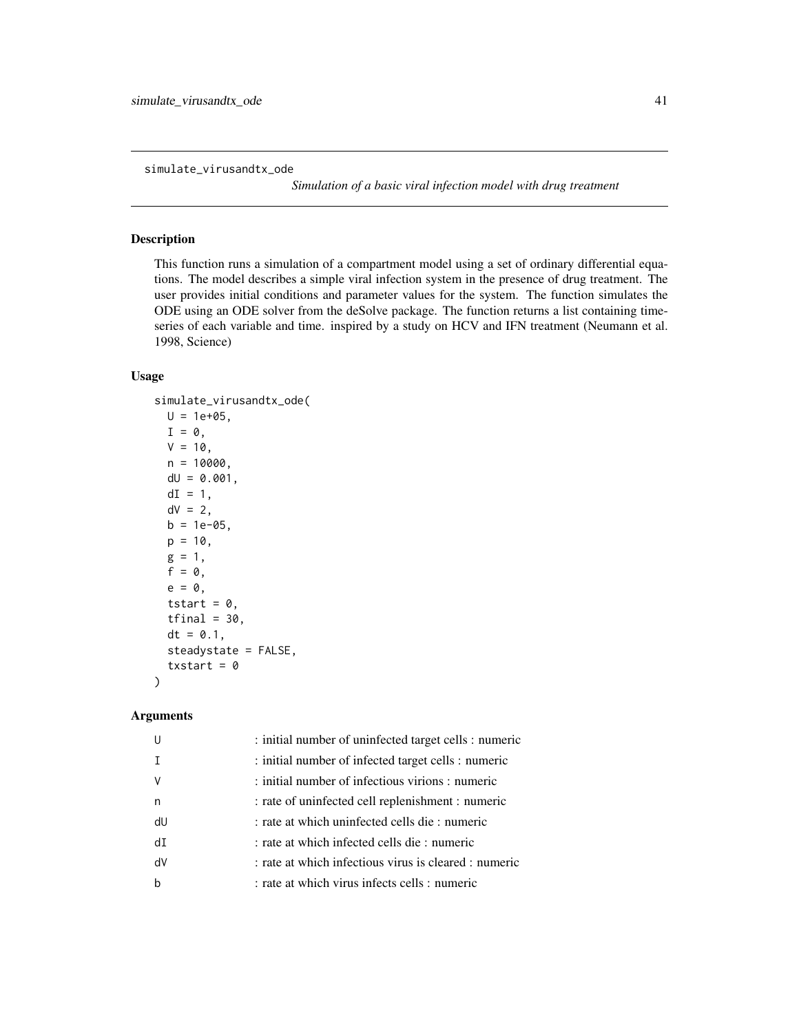simulate_virusandtx_ode

*Simulation of a basic viral infection model with drug treatment*

## Description

This function runs a simulation of a compartment model using a set of ordinary differential equations. The model describes a simple viral infection system in the presence of drug treatment. The user provides initial conditions and parameter values for the system. The function simulates the ODE using an ODE solver from the deSolve package. The function returns a list containing time-series of each variable and time. inspired by a study on HCV and IFN treatment (Neumann et al. 1998, Science)

## Usage

```
simulate_virusandtx_ode(
  U = 1e+05,
  I = 0,
  V = 10,
  n = 10000,
  dU = 0.001,
  dI = 1,
  dV = 2,
  b = 1e-05,
  p = 10,
  g = 1,
  f = 0,
  e = 0,
  tstart = 0,
  tfinal = 30,
  dt = 0.1,
  steadystate = FALSE,
  txstart = 0
)
```

## Arguments

| | |
|---|---|
| U | : initial number of uninfected target cells : numeric |
| I | : initial number of infected target cells : numeric |
| V | : initial number of infectious virions : numeric |
| n | : rate of uninfected cell replenishment : numeric |
| dU | : rate at which uninfected cells die : numeric |
| dI | : rate at which infected cells die : numeric |
| dV | : rate at which infectious virus is cleared : numeric |
| b | : rate at which virus infects cells : numeric |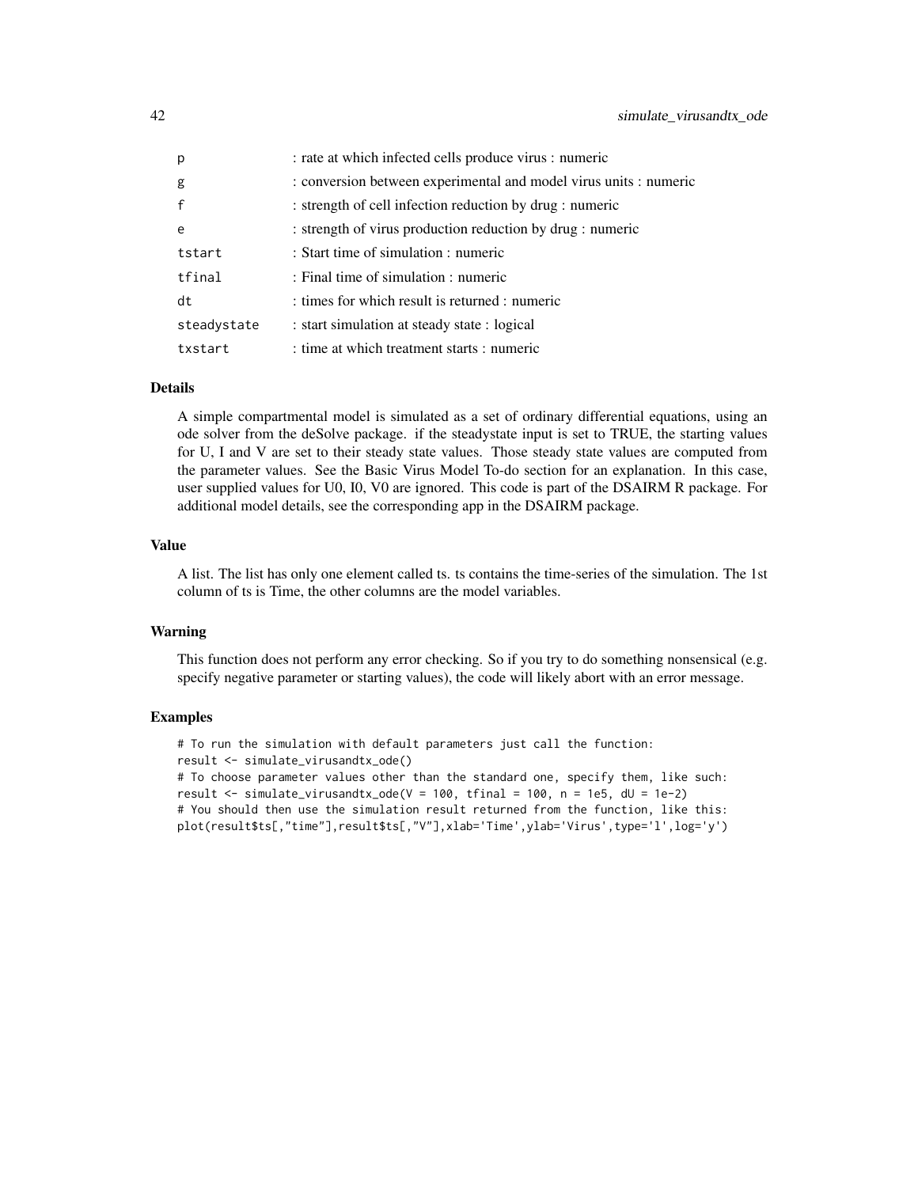| | |
|---|---|
| p | : rate at which infected cells produce virus : numeric |
| g | : conversion between experimental and model virus units : numeric |
| f | : strength of cell infection reduction by drug : numeric |
| e | : strength of virus production reduction by drug : numeric |
| tstart | : Start time of simulation : numeric |
| tfinal | : Final time of simulation : numeric |
| dt | : times for which result is returned : numeric |
| steadystate | : start simulation at steady state : logical |
| txstart | : time at which treatment starts : numeric |

### Details

A simple compartmental model is simulated as a set of ordinary differential equations, using an ode solver from the deSolve package. if the steadystate input is set to TRUE, the starting values for U, I and V are set to their steady state values. Those steady state values are computed from the parameter values. See the Basic Virus Model To-do section for an explanation. In this case, user supplied values for U0, I0, V0 are ignored. This code is part of the DSAIRM R package. For additional model details, see the corresponding app in the DSAIRM package.

### Value

A list. The list has only one element called ts. ts contains the time-series of the simulation. The 1st column of ts is Time, the other columns are the model variables.

### Warning

This function does not perform any error checking. So if you try to do something nonsensical (e.g. specify negative parameter or starting values), the code will likely abort with an error message.

### Examples

```
# To run the simulation with default parameters just call the function:
result <- simulate_virusandtx_ode()
# To choose parameter values other than the standard one, specify them, like such:
result <- simulate_virusandtx_ode(V = 100, tfinal = 100, n = 1e5, dU = 1e-2)
# You should then use the simulation result returned from the function, like this:
plot(result$ts[,"time"],result$ts[,"V"],xlab='Time',ylab='Virus',type='l',log='y')
```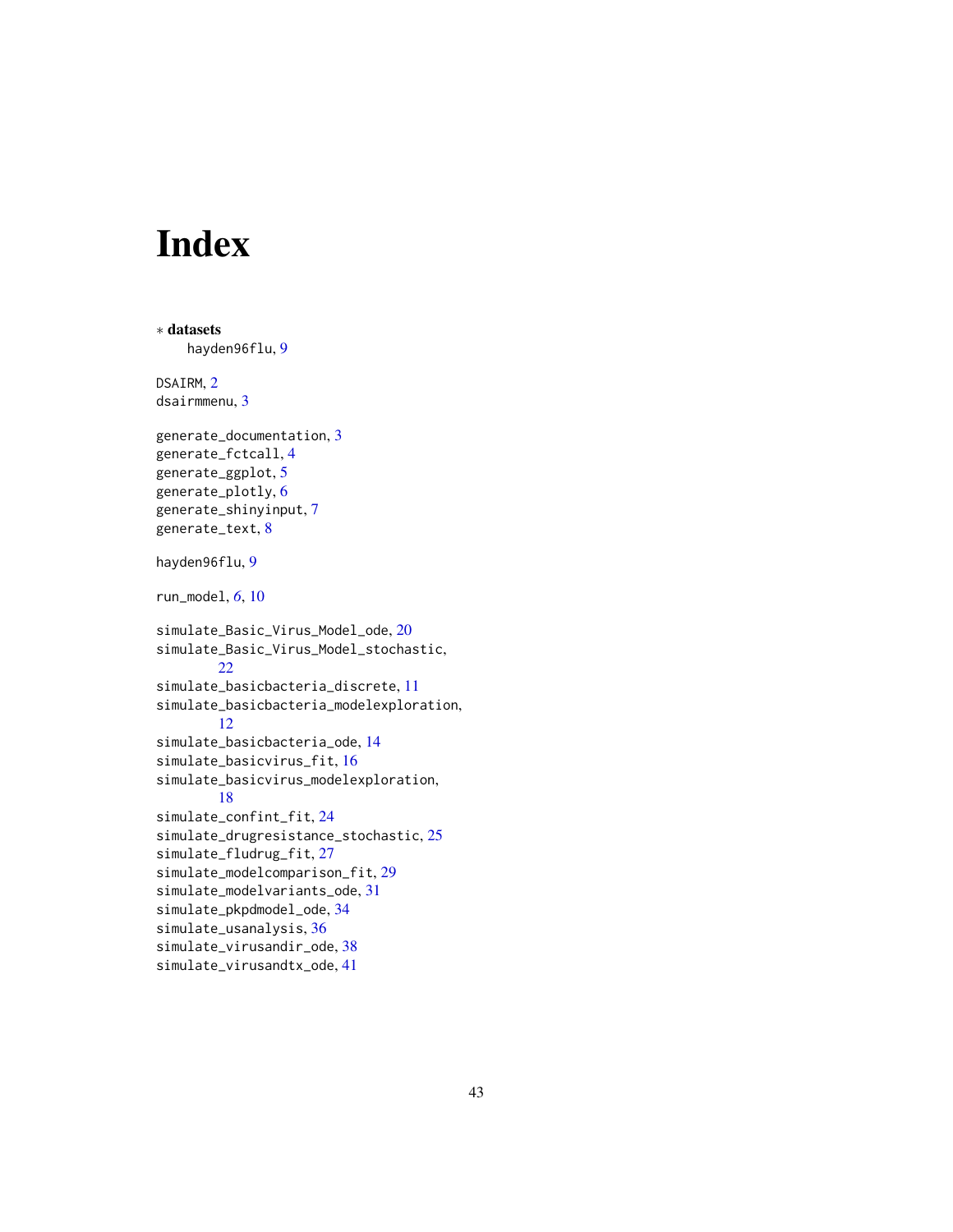# Index

∗ **datasets**
  hayden96flu, 9

DSAIRM, 2
dsairmmenu, 3

generate_documentation, 3
generate_fctcall, 4
generate_ggplot, 5
generate_plotly, 6
generate_shinyinput, 7
generate_text, 8

hayden96flu, 9

run_model, *6*, 10

simulate_Basic_Virus_Model_ode, 20
simulate_Basic_Virus_Model_stochastic, 22
simulate_basicbacteria_discrete, 11
simulate_basicbacteria_modelexploration, 12
simulate_basicbacteria_ode, 14
simulate_basicvirus_fit, 16
simulate_basicvirus_modelexploration, 18
simulate_confint_fit, 24
simulate_drugresistance_stochastic, 25
simulate_fludrug_fit, 27
simulate_modelcomparison_fit, 29
simulate_modelvariants_ode, 31
simulate_pkpdmodel_ode, 34
simulate_usanalysis, 36
simulate_virusandir_ode, 38
simulate_virusandtx_ode, 41